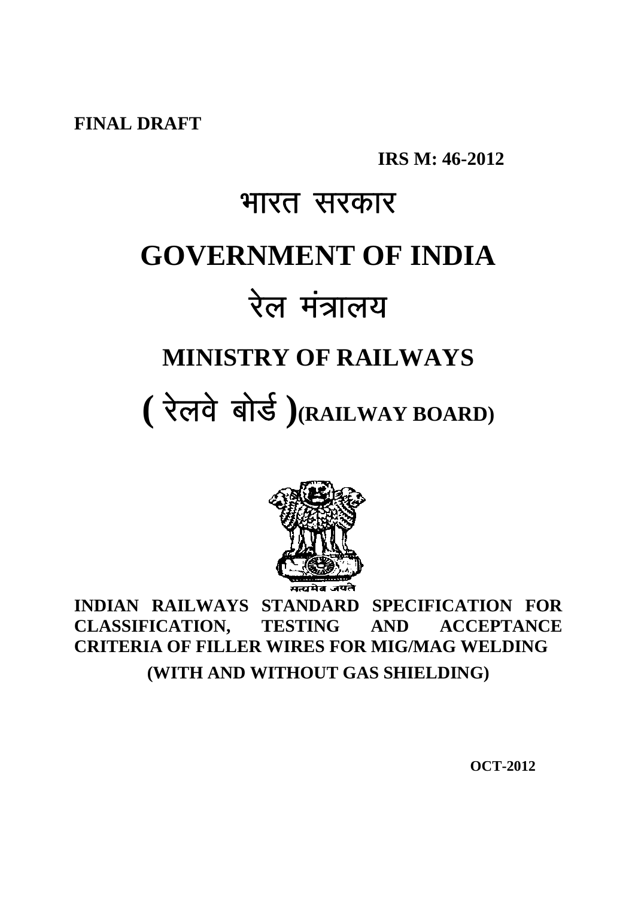**FINAL DRAFT**

**IRS M: 46-2012**

# भारत सरकार

# GOVERNMENT OF INDIA

# रेल मंत्रालय

## MINISTRY OF RAILWAYS

## ( रेलवे बोर्ड )(RAILWAY BOARD)

सत्यमेव जयते

**INDIAN RAILWAYS STANDARD SPECIFICATION FOR CLASSIFICATION, TESTING AND ACCEPTANCE CRITERIA OF FILLER WIRES FOR MIG/MAG WELDING**

**(WITH AND WITHOUT GAS SHIELDING)**

**OCT-2012**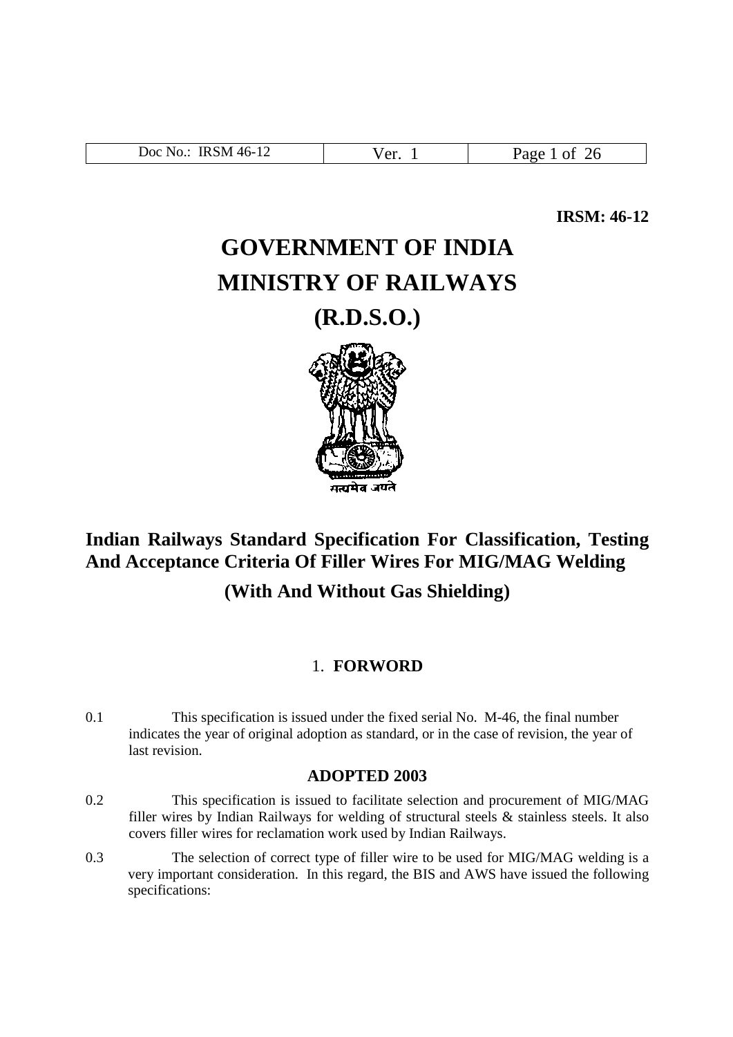**IRSM: 46-12**

# GOVERNMENT OF INDIA
# MINISTRY OF RAILWAYS
# (R.D.S.O.)

सत्यमेव जयते

## Indian Railways Standard Specification For Classification, Testing And Acceptance Criteria Of Filler Wires For MIG/MAG Welding

### (With And Without Gas Shielding)

## 1. FORWORD

0.1 This specification is issued under the fixed serial No. M-46, the final number indicates the year of original adoption as standard, or in the case of revision, the year of last revision.

**ADOPTED 2003**

0.2 This specification is issued to facilitate selection and procurement of MIG/MAG filler wires by Indian Railways for welding of structural steels & stainless steels. It also covers filler wires for reclamation work used by Indian Railways.

0.3 The selection of correct type of filler wire to be used for MIG/MAG welding is a very important consideration. In this regard, the BIS and AWS have issued the following specifications: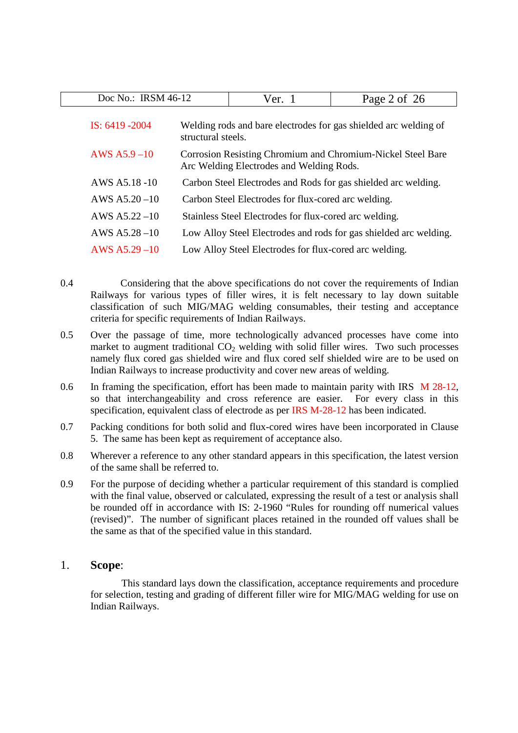| | |
|---|---|
| IS: 6419 -2004 | Welding rods and bare electrodes for gas shielded arc welding of structural steels. |
| AWS A5.9 –10 | Corrosion Resisting Chromium and Chromium-Nickel Steel Bare Arc Welding Electrodes and Welding Rods. |
| AWS A5.18 -10 | Carbon Steel Electrodes and Rods for gas shielded arc welding. |
| AWS A5.20 –10 | Carbon Steel Electrodes for flux-cored arc welding. |
| AWS A5.22 –10 | Stainless Steel Electrodes for flux-cored arc welding. |
| AWS A5.28 –10 | Low Alloy Steel Electrodes and rods for gas shielded arc welding. |
| AWS A5.29 –10 | Low Alloy Steel Electrodes for flux-cored arc welding. |

0.4 Considering that the above specifications do not cover the requirements of Indian Railways for various types of filler wires, it is felt necessary to lay down suitable classification of such MIG/MAG welding consumables, their testing and acceptance criteria for specific requirements of Indian Railways.

0.5 Over the passage of time, more technologically advanced processes have come into market to augment traditional $CO_2$ welding with solid filler wires. Two such processes namely flux cored gas shielded wire and flux cored self shielded wire are to be used on Indian Railways to increase productivity and cover new areas of welding.

0.6 In framing the specification, effort has been made to maintain parity with IRS M 28-12, so that interchangeability and cross reference are easier. For every class in this specification, equivalent class of electrode as per IRS M-28-12 has been indicated.

0.7 Packing conditions for both solid and flux-cored wires have been incorporated in Clause 5. The same has been kept as requirement of acceptance also.

0.8 Wherever a reference to any other standard appears in this specification, the latest version of the same shall be referred to.

0.9 For the purpose of deciding whether a particular requirement of this standard is complied with the final value, observed or calculated, expressing the result of a test or analysis shall be rounded off in accordance with IS: 2-1960 "Rules for rounding off numerical values (revised)". The number of significant places retained in the rounded off values shall be the same as that of the specified value in this standard.

## 1. Scope:

This standard lays down the classification, acceptance requirements and procedure for selection, testing and grading of different filler wire for MIG/MAG welding for use on Indian Railways.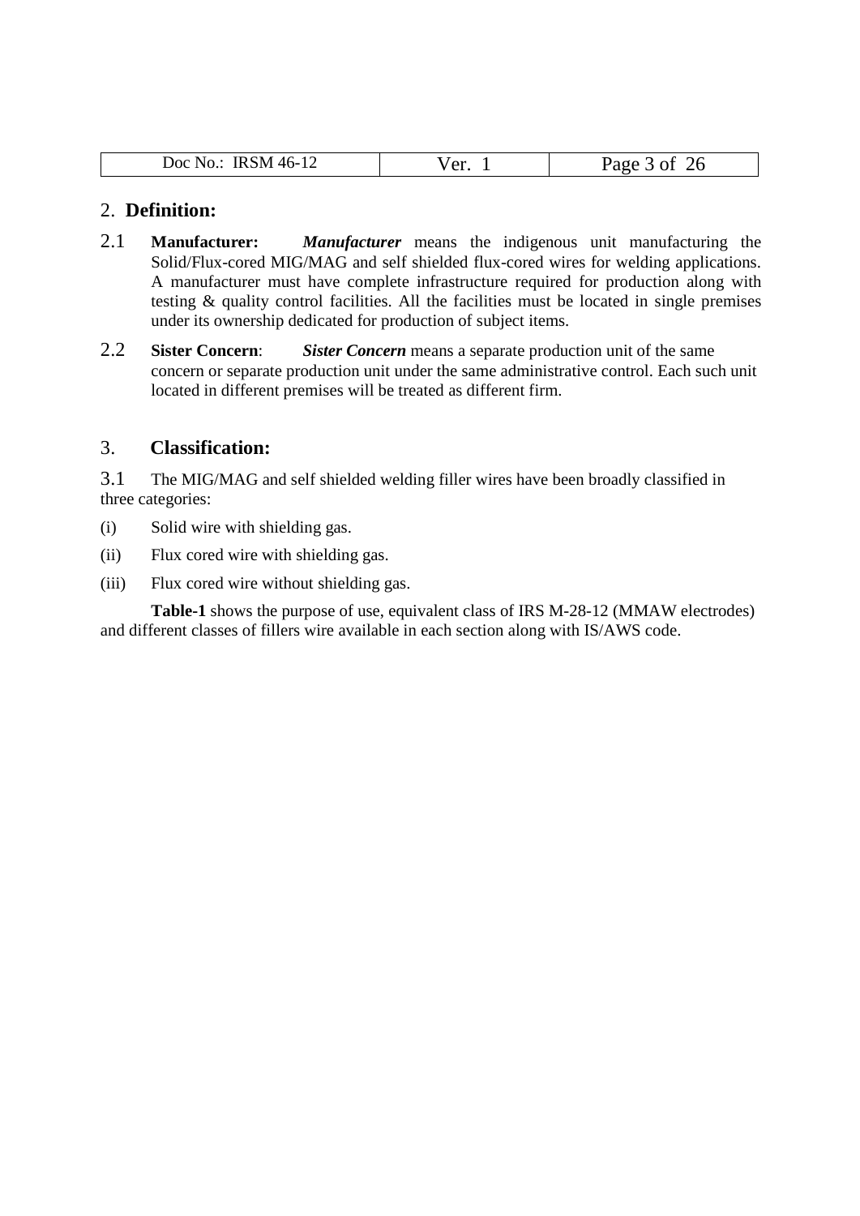## 2. **Definition:**

2.1 **Manufacturer:** ***Manufacturer*** means the indigenous unit manufacturing the Solid/Flux-cored MIG/MAG and self shielded flux-cored wires for welding applications. A manufacturer must have complete infrastructure required for production along with testing & quality control facilities. All the facilities must be located in single premises under its ownership dedicated for production of subject items.

2.2 **Sister Concern**: ***Sister Concern*** means a separate production unit of the same concern or separate production unit under the same administrative control. Each such unit located in different premises will be treated as different firm.

## 3. **Classification:**

3.1 The MIG/MAG and self shielded welding filler wires have been broadly classified in three categories:

(i) Solid wire with shielding gas.

(ii) Flux cored wire with shielding gas.

(iii) Flux cored wire without shielding gas.

**Table-1** shows the purpose of use, equivalent class of IRS M-28-12 (MMAW electrodes) and different classes of fillers wire available in each section along with IS/AWS code.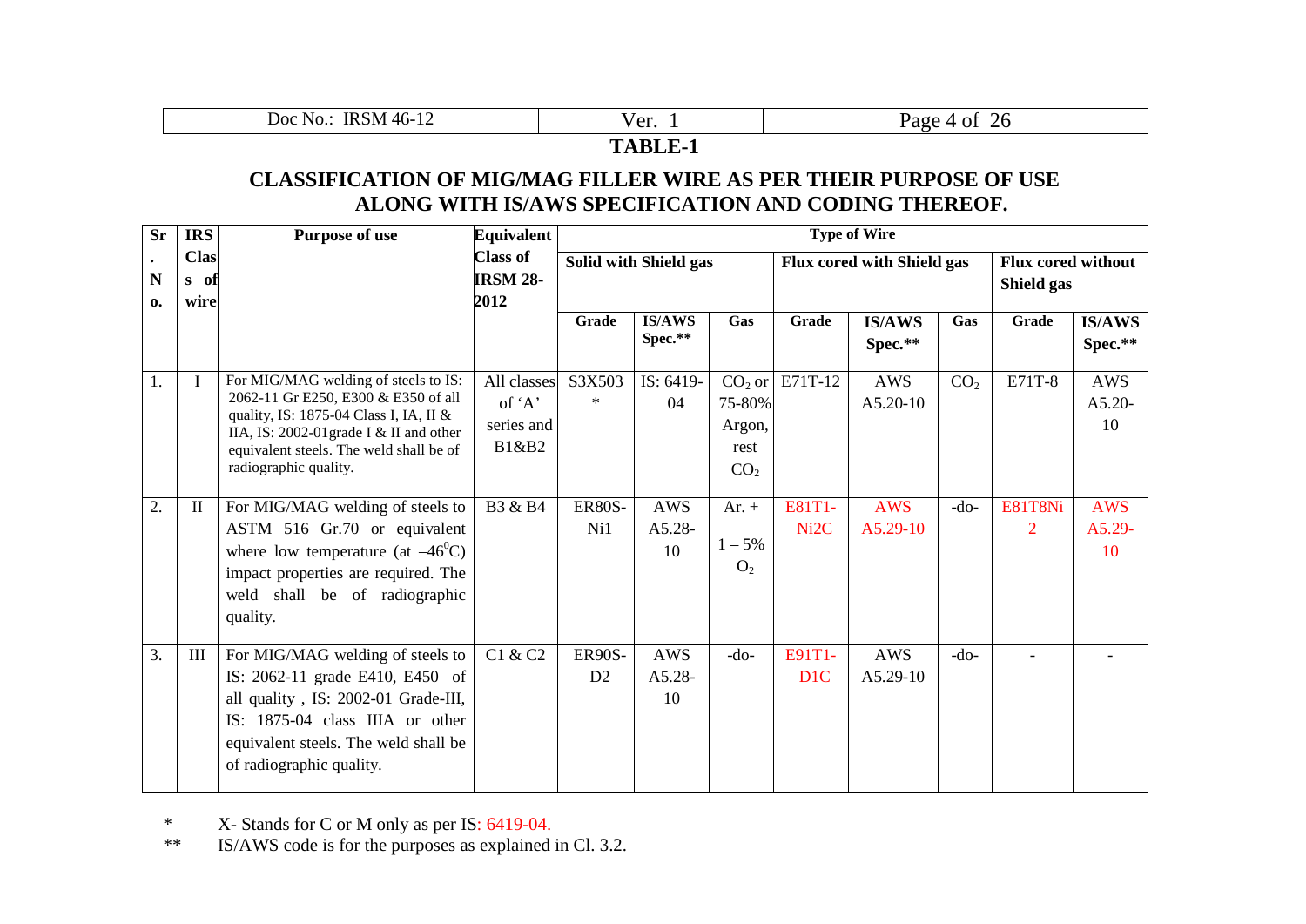## TABLE-1

### CLASSIFICATION OF MIG/MAG FILLER WIRE AS PER THEIR PURPOSE OF USE ALONG WITH IS/AWS SPECIFICATION AND CODING THEREOF.

| Sr. No. | IRS Class of wire | Purpose of use | Equivalent Class of IRSM 28-2012 | Type of Wire | | | | | | | |
|---|---|---|---|---|---|---|---|---|---|---|---|
| | | | | Solid with Shield gas | | | Flux cored with Shield gas | | | Flux cored without Shield gas | |
| | | | | Grade | IS/AWS Spec.** | Gas | Grade | IS/AWS Spec.** | Gas | Grade | IS/AWS Spec.** |
| 1. | I | For MIG/MAG welding of steels to IS: 2062-11 Gr E250, E300 & E350 of all quality, IS: 1875-04 Class I, IA, II & IIA, IS: 2002-01grade I & II and other equivalent steels. The weld shall be of radiographic quality. | All classes of 'A' series and B1&B2 | S3X503 * | IS: 6419-04 | $CO_2$ or 75-80% Argon, rest $CO_2$ | E71T-12 | AWS A5.20-10 | $CO_2$ | E71T-8 | AWS A5.20-10 |
| 2. | II | For MIG/MAG welding of steels to ASTM 516 Gr.70 or equivalent where low temperature (at $-46^0$C) impact properties are required. The weld shall be of radiographic quality. | B3 & B4 | ER80S-Ni1 | AWS A5.28-10 | Ar. + 1 – 5% $O_2$ | E81T1-Ni2C | AWS A5.29-10 | -do- | E81T8Ni 2 | AWS A5.29-10 |
| 3. | III | For MIG/MAG welding of steels to IS: 2062-11 grade E410, E450 of all quality , IS: 2002-01 Grade-III, IS: 1875-04 class IIIA or other equivalent steels. The weld shall be of radiographic quality. | C1 & C2 | ER90S-D2 | AWS A5.28-10 | -do- | E91T1-D1C | AWS A5.29-10 | -do- | - | - |

\* X- Stands for C or M only as per IS: 6419-04.

\** IS/AWS code is for the purposes as explained in Cl. 3.2.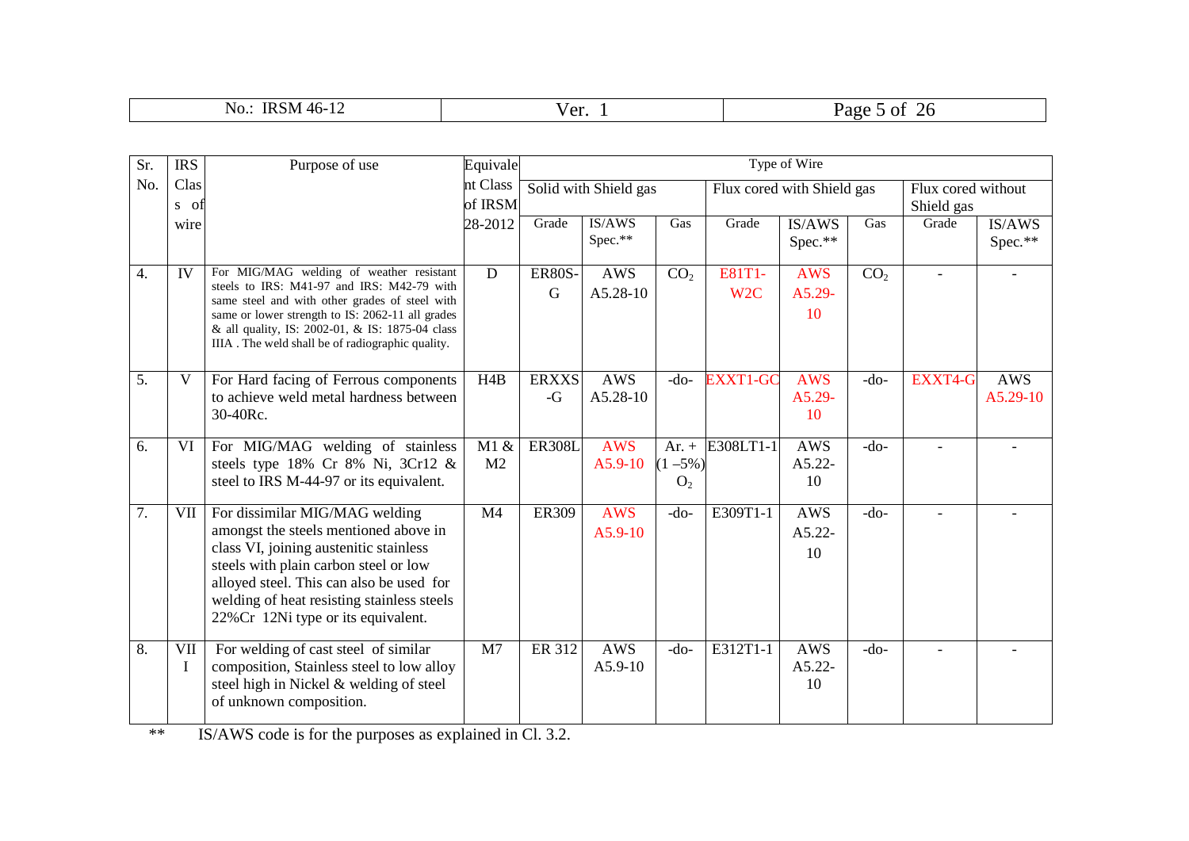| Sr. No. | IRS Class of wire | Purpose of use | Equivalent Class of IRSM 28-2012 | Type of Wire | | | | | | | |
|---|---|---|---|---|---|---|---|---|---|---|---|
| | | | | Solid with Shield gas | | | Flux cored with Shield gas | | | Flux cored without Shield gas | |
| | | | | Grade | IS/AWS Spec.** | Gas | Grade | IS/AWS Spec.** | Gas | Grade | IS/AWS Spec.** |
| 4. | IV | For MIG/MAG welding of weather resistant steels to IRS: M41-97 and IRS: M42-79 with same steel and with other grades of steel with same or lower strength to IS: 2062-11 all grades & all quality, IS: 2002-01, & IS: 1875-04 class IIIA . The weld shall be of radiographic quality. | D | ER80S-G | AWS A5.28-10 | $CO_2$ | E81T1-W2C | AWS A5.29-10 | $CO_2$ | - | - |
| 5. | V | For Hard facing of Ferrous components to achieve weld metal hardness between 30-40Rc. | H4B | ERXXS-G | AWS A5.28-10 | -do- | EXXT1-GC | AWS A5.29-10 | -do- | EXXT4-G | AWS A5.29-10 |
| 6. | VI | For MIG/MAG welding of stainless steels type 18% Cr 8% Ni, 3Cr12 & steel to IRS M-44-97 or its equivalent. | M1 & M2 | ER308L | AWS A5.9-10 | Ar. + (1 –5%) $O_2$ | E308LT1-1 | AWS A5.22-10 | -do- | - | - |
| 7. | VII | For dissimilar MIG/MAG welding amongst the steels mentioned above in class VI, joining austenitic stainless steels with plain carbon steel or low alloyed steel. This can also be used for welding of heat resisting stainless steels 22%Cr 12Ni type or its equivalent. | M4 | ER309 | AWS A5.9-10 | -do- | E309T1-1 | AWS A5.22-10 | -do- | - | - |
| 8. | VIII | For welding of cast steel of similar composition, Stainless steel to low alloy steel high in Nickel & welding of steel of unknown composition. | M7 | ER 312 | AWS A5.9-10 | -do- | E312T1-1 | AWS A5.22-10 | -do- | - | - |

** IS/AWS code is for the purposes as explained in Cl. 3.2.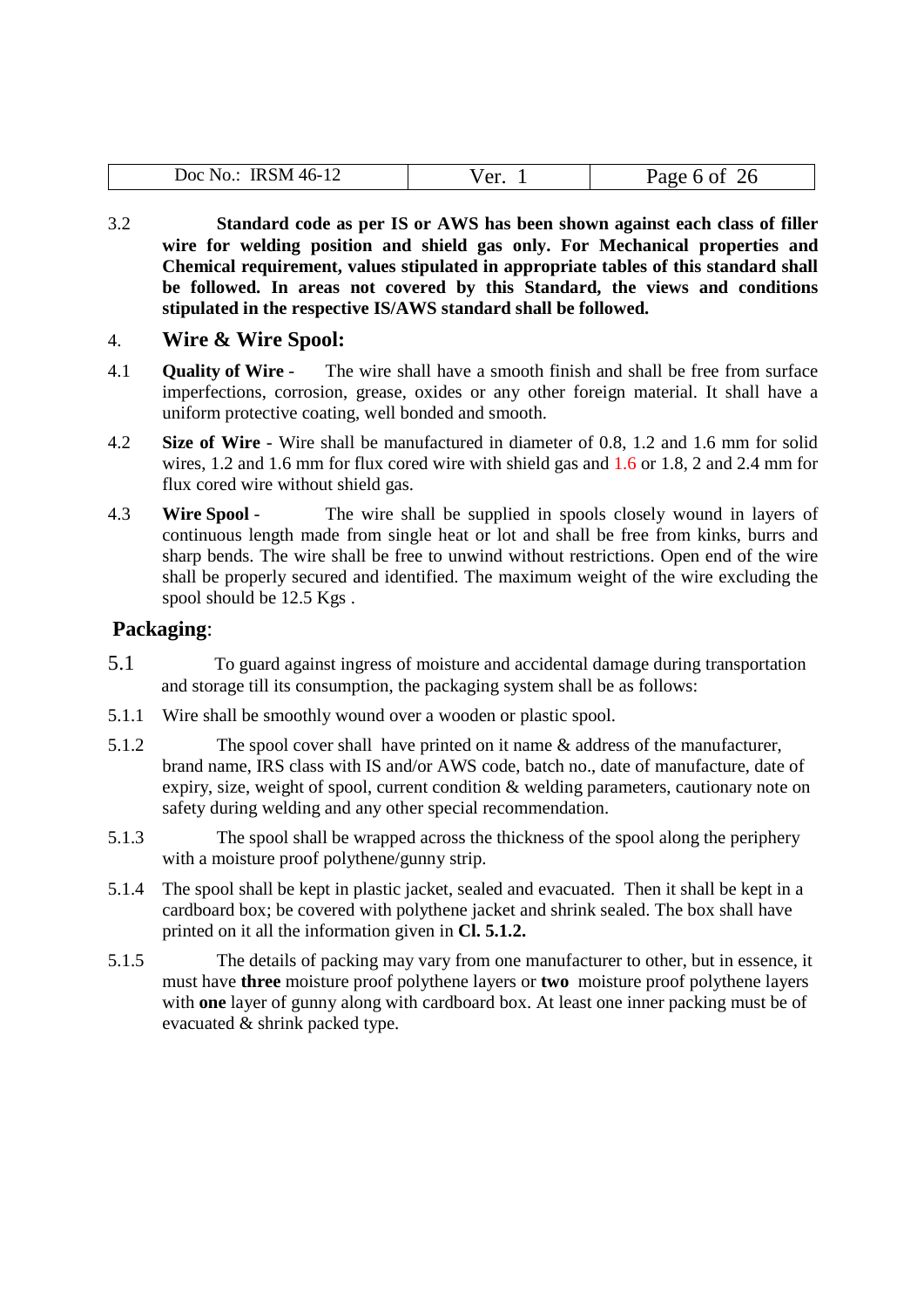3.2 **Standard code as per IS or AWS has been shown against each class of filler wire for welding position and shield gas only. For Mechanical properties and Chemical requirement, values stipulated in appropriate tables of this standard shall be followed. In areas not covered by this Standard, the views and conditions stipulated in the respective IS/AWS standard shall be followed.**

## 4. Wire & Wire Spool:

4.1 **Quality of Wire** - The wire shall have a smooth finish and shall be free from surface imperfections, corrosion, grease, oxides or any other foreign material. It shall have a uniform protective coating, well bonded and smooth.

4.2 **Size of Wire** - Wire shall be manufactured in diameter of 0.8, 1.2 and 1.6 mm for solid wires, 1.2 and 1.6 mm for flux cored wire with shield gas and 1.6 or 1.8, 2 and 2.4 mm for flux cored wire without shield gas.

4.3 **Wire Spool** - The wire shall be supplied in spools closely wound in layers of continuous length made from single heat or lot and shall be free from kinks, burrs and sharp bends. The wire shall be free to unwind without restrictions. Open end of the wire shall be properly secured and identified. The maximum weight of the wire excluding the spool should be 12.5 Kgs .

## Packaging:

5.1 To guard against ingress of moisture and accidental damage during transportation and storage till its consumption, the packaging system shall be as follows:

5.1.1 Wire shall be smoothly wound over a wooden or plastic spool.

5.1.2 The spool cover shall have printed on it name & address of the manufacturer, brand name, IRS class with IS and/or AWS code, batch no., date of manufacture, date of expiry, size, weight of spool, current condition & welding parameters, cautionary note on safety during welding and any other special recommendation.

5.1.3 The spool shall be wrapped across the thickness of the spool along the periphery with a moisture proof polythene/gunny strip.

5.1.4 The spool shall be kept in plastic jacket, sealed and evacuated. Then it shall be kept in a cardboard box; be covered with polythene jacket and shrink sealed. The box shall have printed on it all the information given in **Cl. 5.1.2.**

5.1.5 The details of packing may vary from one manufacturer to other, but in essence, it must have **three** moisture proof polythene layers or **two** moisture proof polythene layers with **one** layer of gunny along with cardboard box. At least one inner packing must be of evacuated & shrink packed type.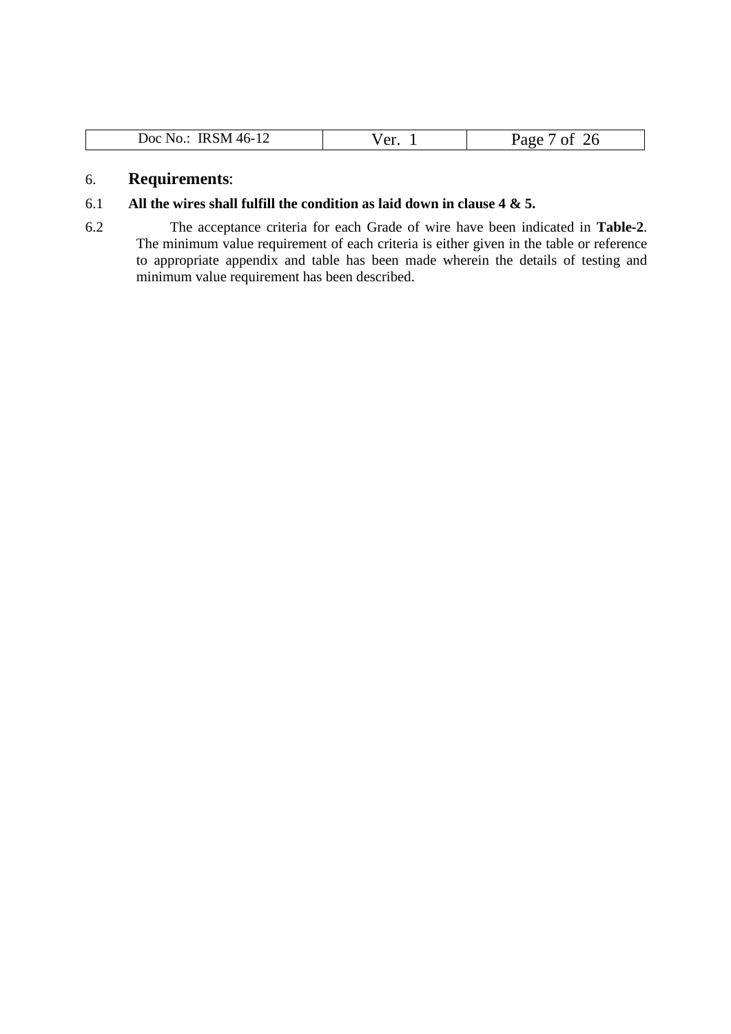## 6. **Requirements**:

6.1 **All the wires shall fulfill the condition as laid down in clause 4 & 5.**

6.2 The acceptance criteria for each Grade of wire have been indicated in **Table-2**. The minimum value requirement of each criteria is either given in the table or reference to appropriate appendix and table has been made wherein the details of testing and minimum value requirement has been described.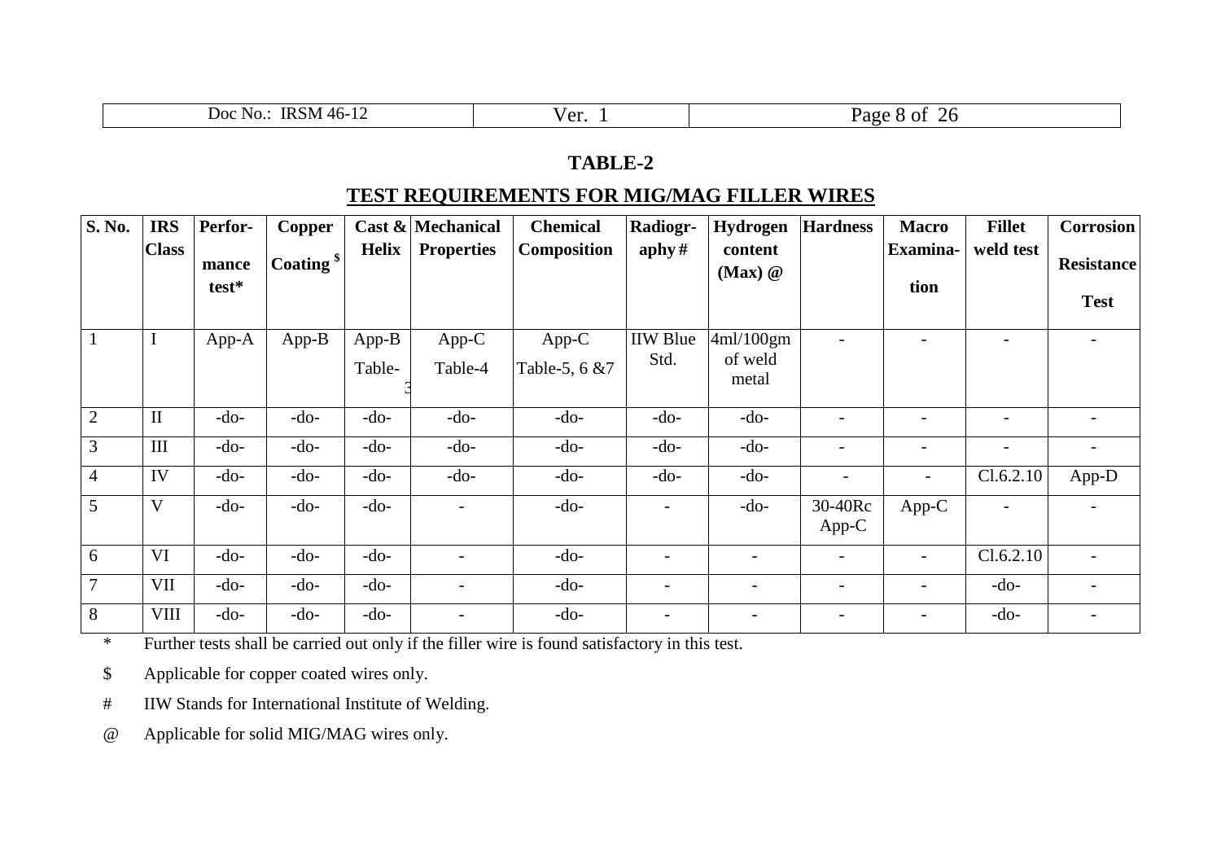## TABLE-2

## TEST REQUIREMENTS FOR MIG/MAG FILLER WIRES

| S. No. | IRS Class | Performance test* | Copper Coating $ | Cast & Helix | Mechanical Properties | Chemical Composition | Radiography # | Hydrogen content (Max) @ | Hardness | Macro Examination | Fillet weld test | Corrosion Resistance Test |
|---|---|---|---|---|---|---|---|---|---|---|---|---|
| 1 | I | App-A | App-B | App-B Table-3 | App-C Table-4 | App-C Table-5, 6 &7 | IIW Blue Std. | 4ml/100gm of weld metal | - | - | - | - |
| 2 | II | -do- | -do- | -do- | -do- | -do- | -do- | -do- | - | - | - | - |
| 3 | III | -do- | -do- | -do- | -do- | -do- | -do- | -do- | - | - | - | - |
| 4 | IV | -do- | -do- | -do- | -do- | -do- | -do- | -do- | - | - | Cl.6.2.10 | App-D |
| 5 | V | -do- | -do- | -do- | - | -do- | - | -do- | 30-40Rc App-C | App-C | - | - |
| 6 | VI | -do- | -do- | -do- | - | -do- | - | - | - | - | Cl.6.2.10 | - |
| 7 | VII | -do- | -do- | -do- | - | -do- | - | - | - | - | -do- | - |
| 8 | VIII | -do- | -do- | -do- | - | -do- | - | - | - | - | -do- | - |

\* Further tests shall be carried out only if the filler wire is found satisfactory in this test.

$ Applicable for copper coated wires only.

\# IIW Stands for International Institute of Welding.

@ Applicable for solid MIG/MAG wires only.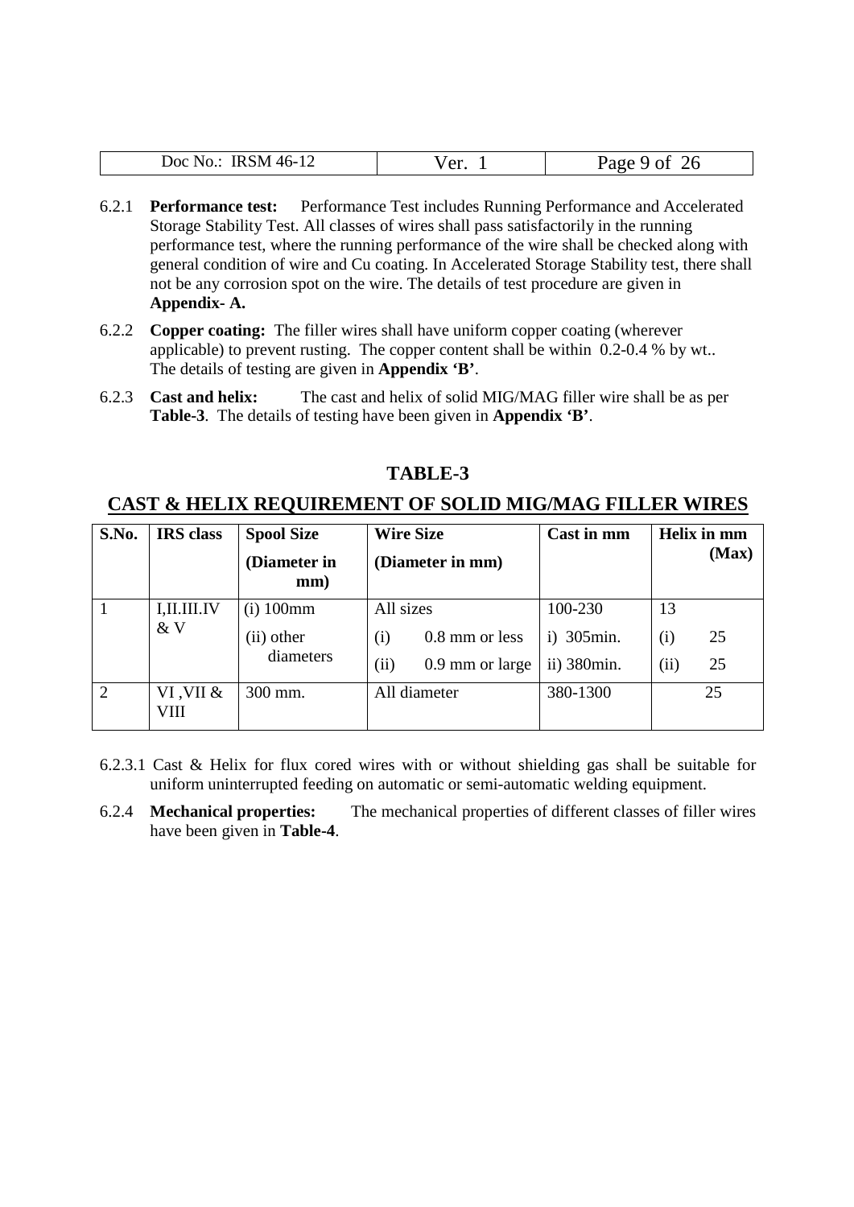6.2.1 **Performance test:** Performance Test includes Running Performance and Accelerated Storage Stability Test. All classes of wires shall pass satisfactorily in the running performance test, where the running performance of the wire shall be checked along with general condition of wire and Cu coating. In Accelerated Storage Stability test, there shall not be any corrosion spot on the wire. The details of test procedure are given in **Appendix- A.**

6.2.2 **Copper coating:** The filler wires shall have uniform copper coating (wherever applicable) to prevent rusting. The copper content shall be within 0.2-0.4 % by wt.. The details of testing are given in **Appendix 'B'**.

6.2.3 **Cast and helix:** The cast and helix of solid MIG/MAG filler wire shall be as per **Table-3**. The details of testing have been given in **Appendix 'B'**.

## TABLE-3

## CAST & HELIX REQUIREMENT OF SOLID MIG/MAG FILLER WIRES

| S.No. | IRS class | Spool Size (Diameter in mm) | Wire Size (Diameter in mm) | Cast in mm | Helix in mm (Max) |
|---|---|---|---|---|---|
| 1 | I,II.III.IV & V | (i) 100mm | All sizes | 100-230 | 13 |
| | | (ii) other diameters | (i) 0.8 mm or less | i) 305min. | (i) 25 |
| | | | (ii) 0.9 mm or large | ii) 380min. | (ii) 25 |
| 2 | VI ,VII & VIII | 300 mm. | All diameter | 380-1300 | 25 |

6.2.3.1 Cast & Helix for flux cored wires with or without shielding gas shall be suitable for uniform uninterrupted feeding on automatic or semi-automatic welding equipment.

6.2.4 **Mechanical properties:** The mechanical properties of different classes of filler wires have been given in **Table-4**.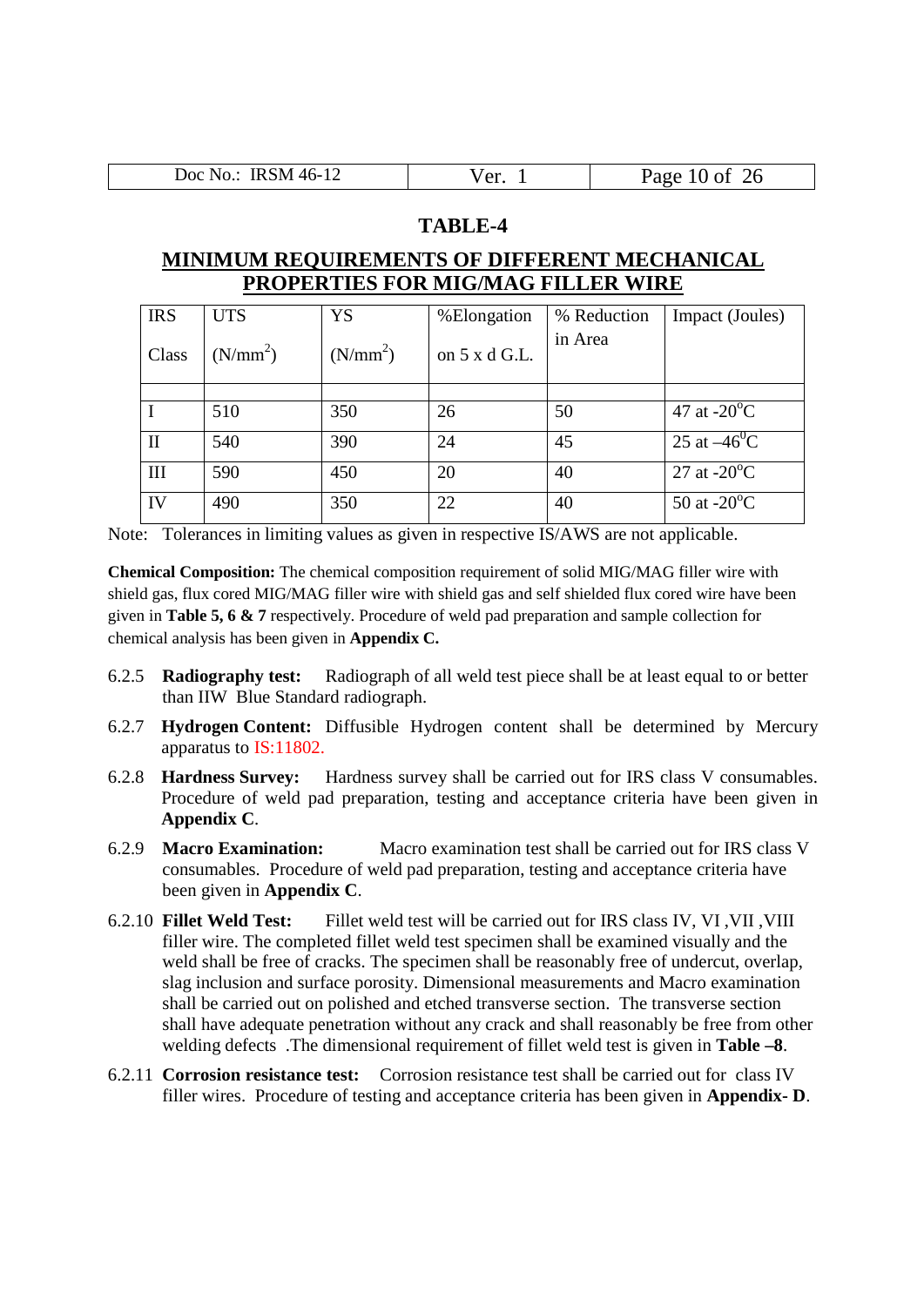## TABLE-4

## MINIMUM REQUIREMENTS OF DIFFERENT MECHANICAL PROPERTIES FOR MIG/MAG FILLER WIRE

| IRS Class | UTS ($N/mm^2$) | YS ($N/mm^2$) | %Elongation on 5 x d G.L. | % Reduction in Area | Impact (Joules) |
|---|---|---|---|---|---|
| | | | | | |
| I | 510 | 350 | 26 | 50 | 47 at -20$^o$C |
| II | 540 | 390 | 24 | 45 | 25 at –46$^0$C |
| III | 590 | 450 | 20 | 40 | 27 at -20$^o$C |
| IV | 490 | 350 | 22 | 40 | 50 at -20$^o$C |

Note: Tolerances in limiting values as given in respective IS/AWS are not applicable.

**Chemical Composition:** The chemical composition requirement of solid MIG/MAG filler wire with shield gas, flux cored MIG/MAG filler wire with shield gas and self shielded flux cored wire have been given in **Table 5, 6 & 7** respectively. Procedure of weld pad preparation and sample collection for chemical analysis has been given in **Appendix C.**

6.2.5 **Radiography test:** Radiograph of all weld test piece shall be at least equal to or better than IIW Blue Standard radiograph.

6.2.7 **Hydrogen Content:** Diffusible Hydrogen content shall be determined by Mercury apparatus to IS:11802.

6.2.8 **Hardness Survey:** Hardness survey shall be carried out for IRS class V consumables. Procedure of weld pad preparation, testing and acceptance criteria have been given in **Appendix C**.

6.2.9 **Macro Examination:** Macro examination test shall be carried out for IRS class V consumables. Procedure of weld pad preparation, testing and acceptance criteria have been given in **Appendix C**.

6.2.10 **Fillet Weld Test:** Fillet weld test will be carried out for IRS class IV, VI ,VII ,VIII filler wire. The completed fillet weld test specimen shall be examined visually and the weld shall be free of cracks. The specimen shall be reasonably free of undercut, overlap, slag inclusion and surface porosity. Dimensional measurements and Macro examination shall be carried out on polished and etched transverse section. The transverse section shall have adequate penetration without any crack and shall reasonably be free from other welding defects .The dimensional requirement of fillet weld test is given in **Table –8**.

6.2.11 **Corrosion resistance test:** Corrosion resistance test shall be carried out for class IV filler wires. Procedure of testing and acceptance criteria has been given in **Appendix- D**.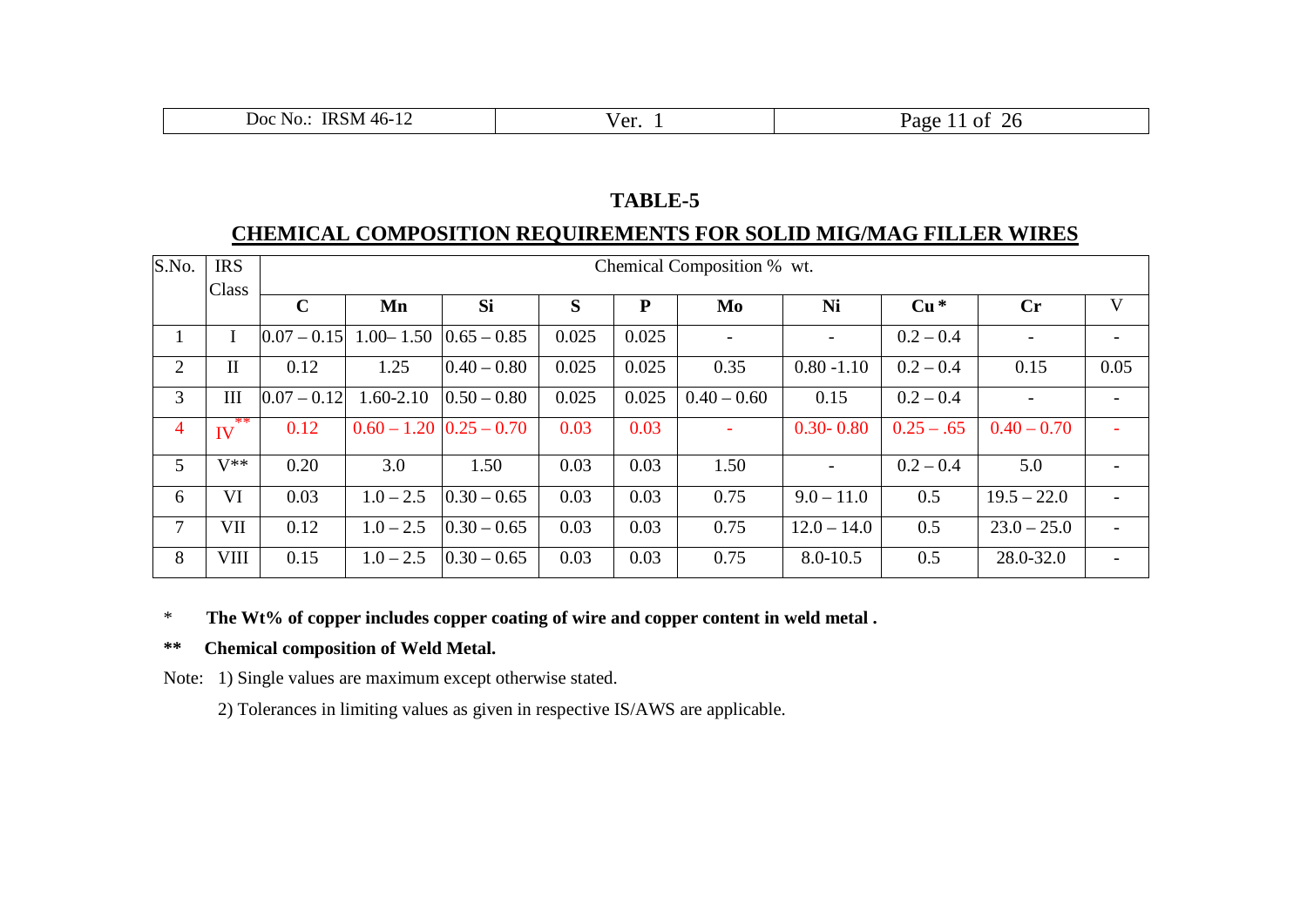## TABLE-5

## CHEMICAL COMPOSITION REQUIREMENTS FOR SOLID MIG/MAG FILLER WIRES

| S.No. | IRS Class | Chemical Composition % wt. | | | | | | | | | |
|---|---|---|---|---|---|---|---|---|---|---|---|
| | | C | Mn | Si | S | P | Mo | Ni | Cu * | Cr | V |
| 1 | I | 0.07 – 0.15 | 1.00– 1.50 | 0.65 – 0.85 | 0.025 | 0.025 | - | - | 0.2 – 0.4 | - | - |
| 2 | II | 0.12 | 1.25 | 0.40 – 0.80 | 0.025 | 0.025 | 0.35 | 0.80 -1.10 | 0.2 – 0.4 | 0.15 | 0.05 |
| 3 | III | 0.07 – 0.12 | 1.60-2.10 | 0.50 – 0.80 | 0.025 | 0.025 | 0.40 – 0.60 | 0.15 | 0.2 – 0.4 | - | - |
| 4 | IV** | 0.12 | 0.60 – 1.20 | 0.25 – 0.70 | 0.03 | 0.03 | - | 0.30- 0.80 | 0.25 – .65 | 0.40 – 0.70 | - |
| 5 | V** | 0.20 | 3.0 | 1.50 | 0.03 | 0.03 | 1.50 | - | 0.2 – 0.4 | 5.0 | - |
| 6 | VI | 0.03 | 1.0 – 2.5 | 0.30 – 0.65 | 0.03 | 0.03 | 0.75 | 9.0 – 11.0 | 0.5 | 19.5 – 22.0 | - |
| 7 | VII | 0.12 | 1.0 – 2.5 | 0.30 – 0.65 | 0.03 | 0.03 | 0.75 | 12.0 – 14.0 | 0.5 | 23.0 – 25.0 | - |
| 8 | VIII | 0.15 | 1.0 – 2.5 | 0.30 – 0.65 | 0.03 | 0.03 | 0.75 | 8.0-10.5 | 0.5 | 28.0-32.0 | - |

\* **The Wt% of copper includes copper coating of wire and copper content in weld metal .**

\*\* **Chemical composition of Weld Metal.**

Note: 1) Single values are maximum except otherwise stated.

2) Tolerances in limiting values as given in respective IS/AWS are applicable.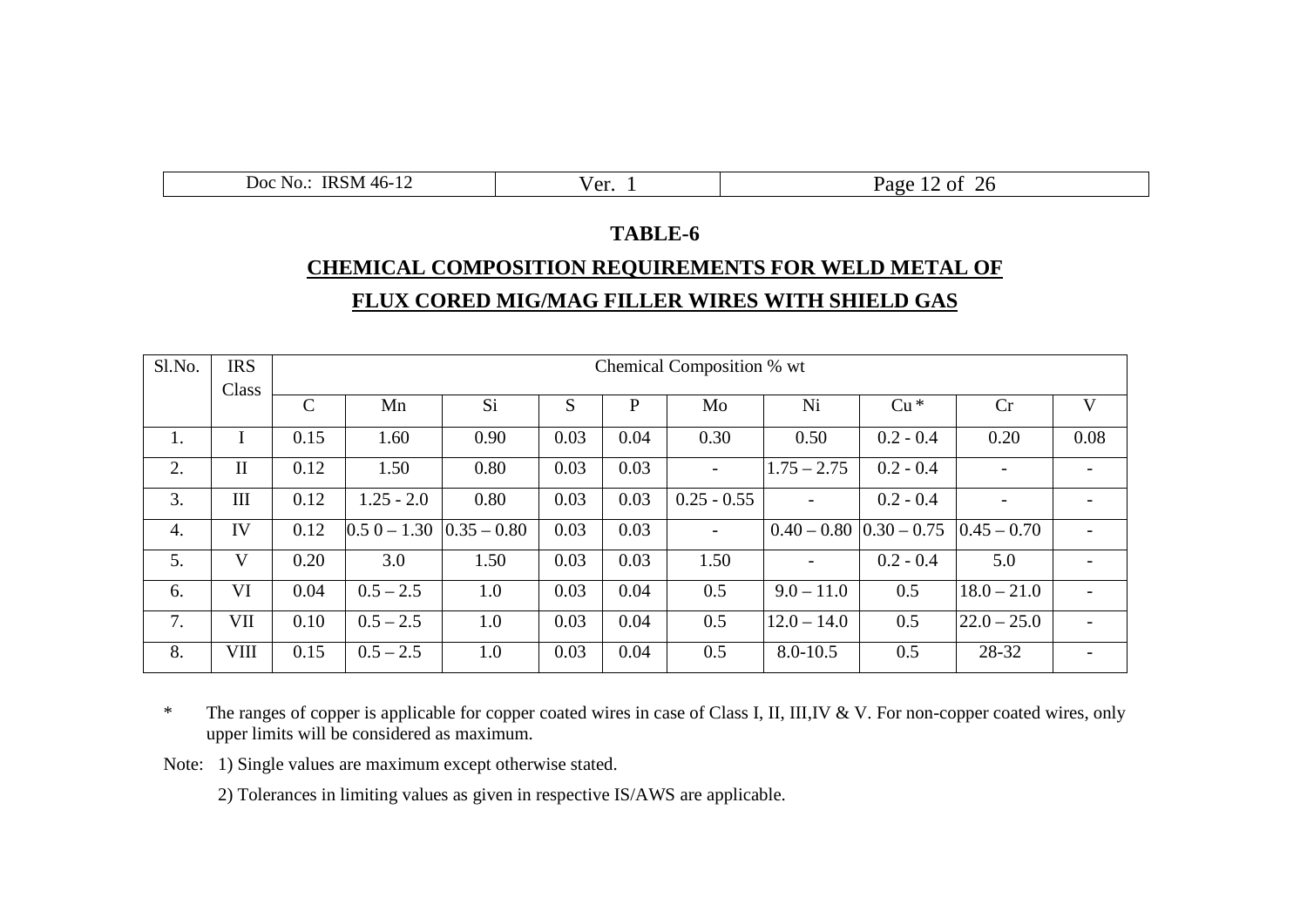## TABLE-6

## CHEMICAL COMPOSITION REQUIREMENTS FOR WELD METAL OF FLUX CORED MIG/MAG FILLER WIRES WITH SHIELD GAS

| Sl.No. | IRS Class | Chemical Composition % wt | | | | | | | | | |
|---|---|---|---|---|---|---|---|---|---|---|---|
| | | C | Mn | Si | S | P | Mo | Ni | Cu * | Cr | V |
| 1. | I | 0.15 | 1.60 | 0.90 | 0.03 | 0.04 | 0.30 | 0.50 | 0.2 - 0.4 | 0.20 | 0.08 |
| 2. | II | 0.12 | 1.50 | 0.80 | 0.03 | 0.03 | - | 1.75 – 2.75 | 0.2 - 0.4 | - | - |
| 3. | III | 0.12 | 1.25 - 2.0 | 0.80 | 0.03 | 0.03 | 0.25 - 0.55 | - | 0.2 - 0.4 | - | - |
| 4. | IV | 0.12 | 0.5 0 – 1.30 | 0.35 – 0.80 | 0.03 | 0.03 | - | 0.40 – 0.80 | 0.30 – 0.75 | 0.45 – 0.70 | - |
| 5. | V | 0.20 | 3.0 | 1.50 | 0.03 | 0.03 | 1.50 | - | 0.2 - 0.4 | 5.0 | - |
| 6. | VI | 0.04 | 0.5 – 2.5 | 1.0 | 0.03 | 0.04 | 0.5 | 9.0 – 11.0 | 0.5 | 18.0 – 21.0 | - |
| 7. | VII | 0.10 | 0.5 – 2.5 | 1.0 | 0.03 | 0.04 | 0.5 | 12.0 – 14.0 | 0.5 | 22.0 – 25.0 | - |
| 8. | VIII | 0.15 | 0.5 – 2.5 | 1.0 | 0.03 | 0.04 | 0.5 | 8.0-10.5 | 0.5 | 28-32 | - |

\* The ranges of copper is applicable for copper coated wires in case of Class I, II, III,IV & V. For non-copper coated wires, only upper limits will be considered as maximum.

Note: 1) Single values are maximum except otherwise stated.

2) Tolerances in limiting values as given in respective IS/AWS are applicable.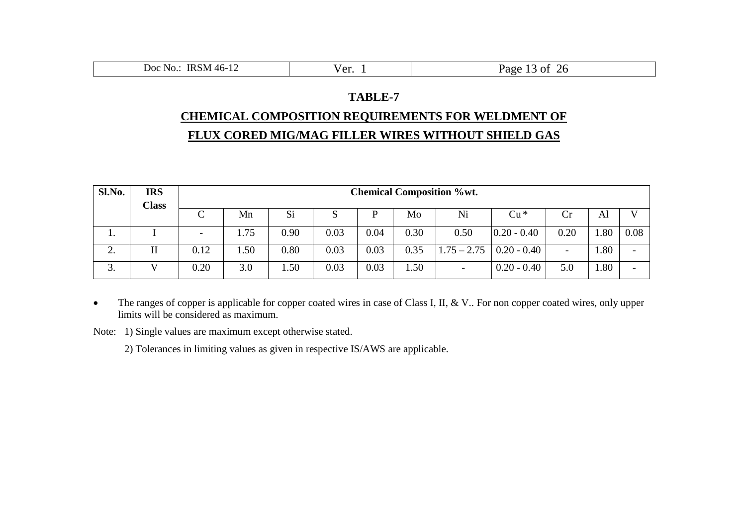## TABLE-7

## CHEMICAL COMPOSITION REQUIREMENTS FOR WELDMENT OF FLUX CORED MIG/MAG FILLER WIRES WITHOUT SHIELD GAS

| Sl.No. | IRS Class | Chemical Composition %wt. | | | | | | | | | | |
|---|---|---|---|---|---|---|---|---|---|---|---|---|
| | | C | Mn | Si | S | P | Mo | Ni | Cu * | Cr | Al | V |
| 1. | I | - | 1.75 | 0.90 | 0.03 | 0.04 | 0.30 | 0.50 | 0.20 - 0.40 | 0.20 | 1.80 | 0.08 |
| 2. | II | 0.12 | 1.50 | 0.80 | 0.03 | 0.03 | 0.35 | 1.75 – 2.75 | 0.20 - 0.40 | - | 1.80 | - |
| 3. | V | 0.20 | 3.0 | 1.50 | 0.03 | 0.03 | 1.50 | - | 0.20 - 0.40 | 5.0 | 1.80 | - |

- The ranges of copper is applicable for copper coated wires in case of Class I, II, & V.. For non copper coated wires, only upper limits will be considered as maximum.

Note: 1) Single values are maximum except otherwise stated.

2) Tolerances in limiting values as given in respective IS/AWS are applicable.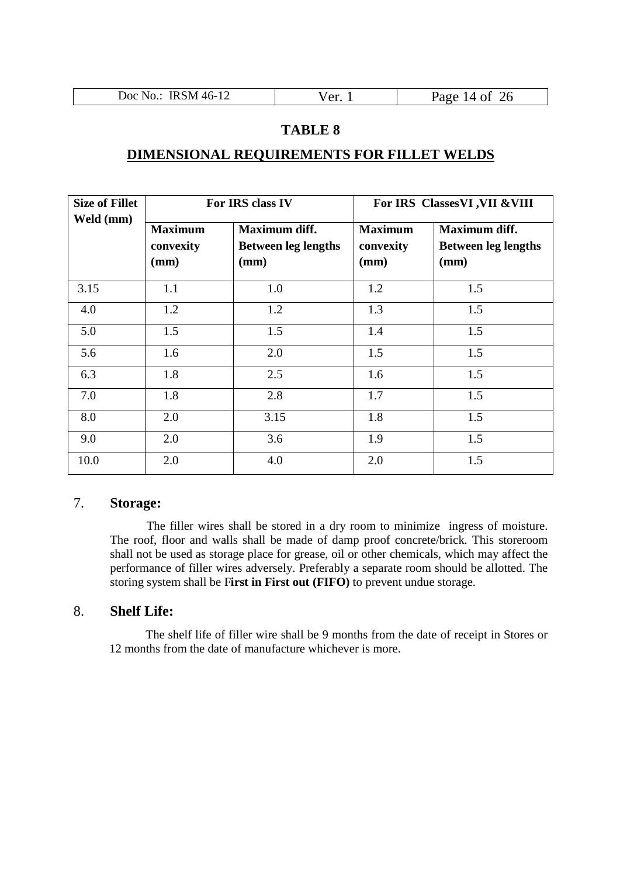## TABLE 8

## DIMENSIONAL REQUIREMENTS FOR FILLET WELDS

| Size of Fillet Weld (mm) | For IRS class IV | | For IRS ClassesVI ,VII &VIII | |
|---|---|---|---|---|
| | **Maximum convexity (mm)** | **Maximum diff. Between leg lengths (mm)** | **Maximum convexity (mm)** | **Maximum diff. Between leg lengths (mm)** |
| 3.15 | 1.1 | 1.0 | 1.2 | 1.5 |
| 4.0 | 1.2 | 1.2 | 1.3 | 1.5 |
| 5.0 | 1.5 | 1.5 | 1.4 | 1.5 |
| 5.6 | 1.6 | 2.0 | 1.5 | 1.5 |
| 6.3 | 1.8 | 2.5 | 1.6 | 1.5 |
| 7.0 | 1.8 | 2.8 | 1.7 | 1.5 |
| 8.0 | 2.0 | 3.15 | 1.8 | 1.5 |
| 9.0 | 2.0 | 3.6 | 1.9 | 1.5 |
| 10.0 | 2.0 | 4.0 | 2.0 | 1.5 |

## 7. Storage:

The filler wires shall be stored in a dry room to minimize ingress of moisture. The roof, floor and walls shall be made of damp proof concrete/brick. This storeroom shall not be used as storage place for grease, oil or other chemicals, which may affect the performance of filler wires adversely. Preferably a separate room should be allotted. The storing system shall be F**irst in First out (FIFO)** to prevent undue storage.

## 8. Shelf Life:

The shelf life of filler wire shall be 9 months from the date of receipt in Stores or 12 months from the date of manufacture whichever is more.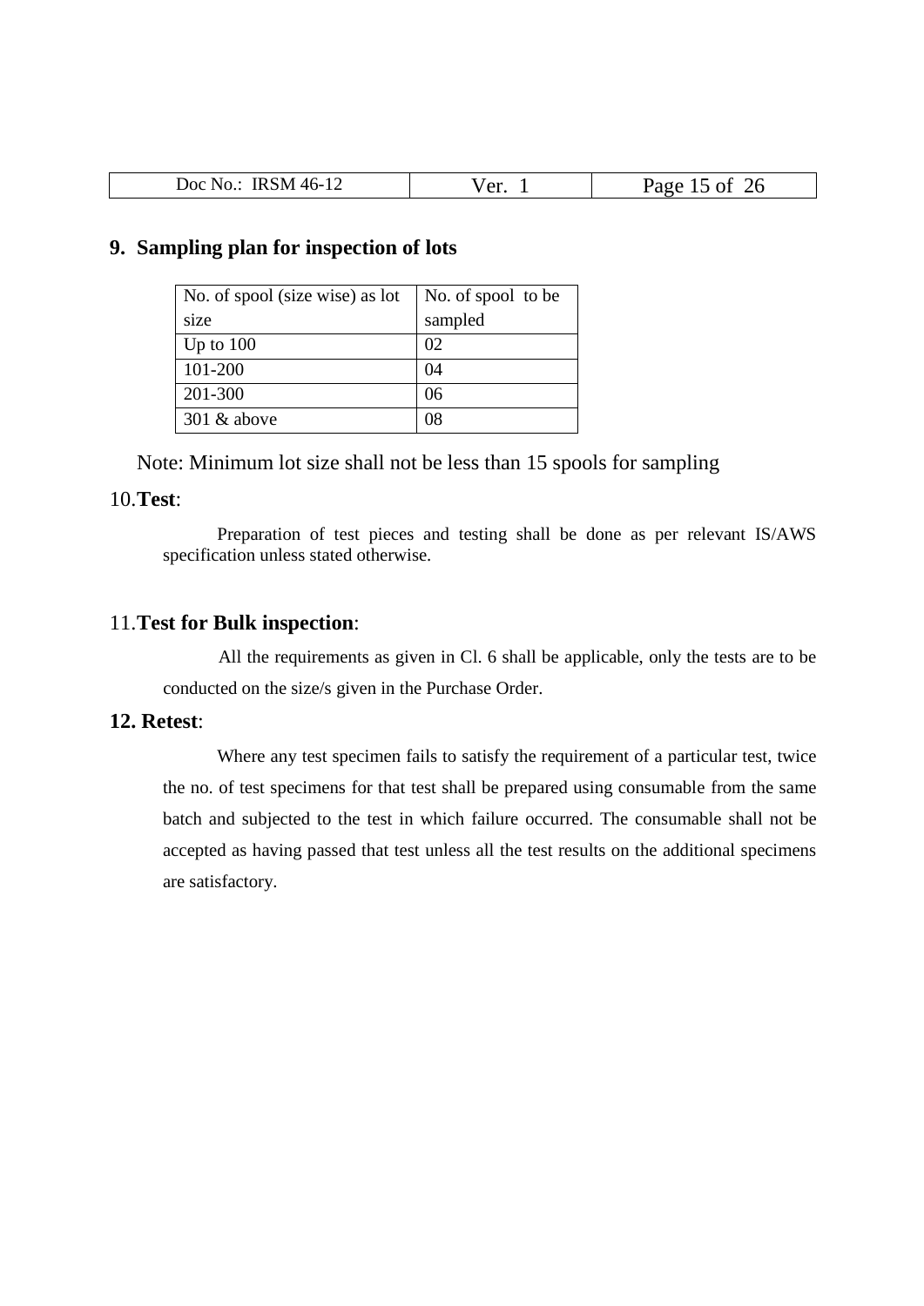## 9. Sampling plan for inspection of lots

| No. of spool (size wise) as lot size | No. of spool to be sampled |
|---|---|
| Up to 100 | 02 |
| 101-200 | 04 |
| 201-300 | 06 |
| 301 & above | 08 |

Note: Minimum lot size shall not be less than 15 spools for sampling

## 10. **Test**:

Preparation of test pieces and testing shall be done as per relevant IS/AWS specification unless stated otherwise.

## 11. **Test for Bulk inspection**:

All the requirements as given in Cl. 6 shall be applicable, only the tests are to be conducted on the size/s given in the Purchase Order.

## 12. **Retest**:

Where any test specimen fails to satisfy the requirement of a particular test, twice the no. of test specimens for that test shall be prepared using consumable from the same batch and subjected to the test in which failure occurred. The consumable shall not be accepted as having passed that test unless all the test results on the additional specimens are satisfactory.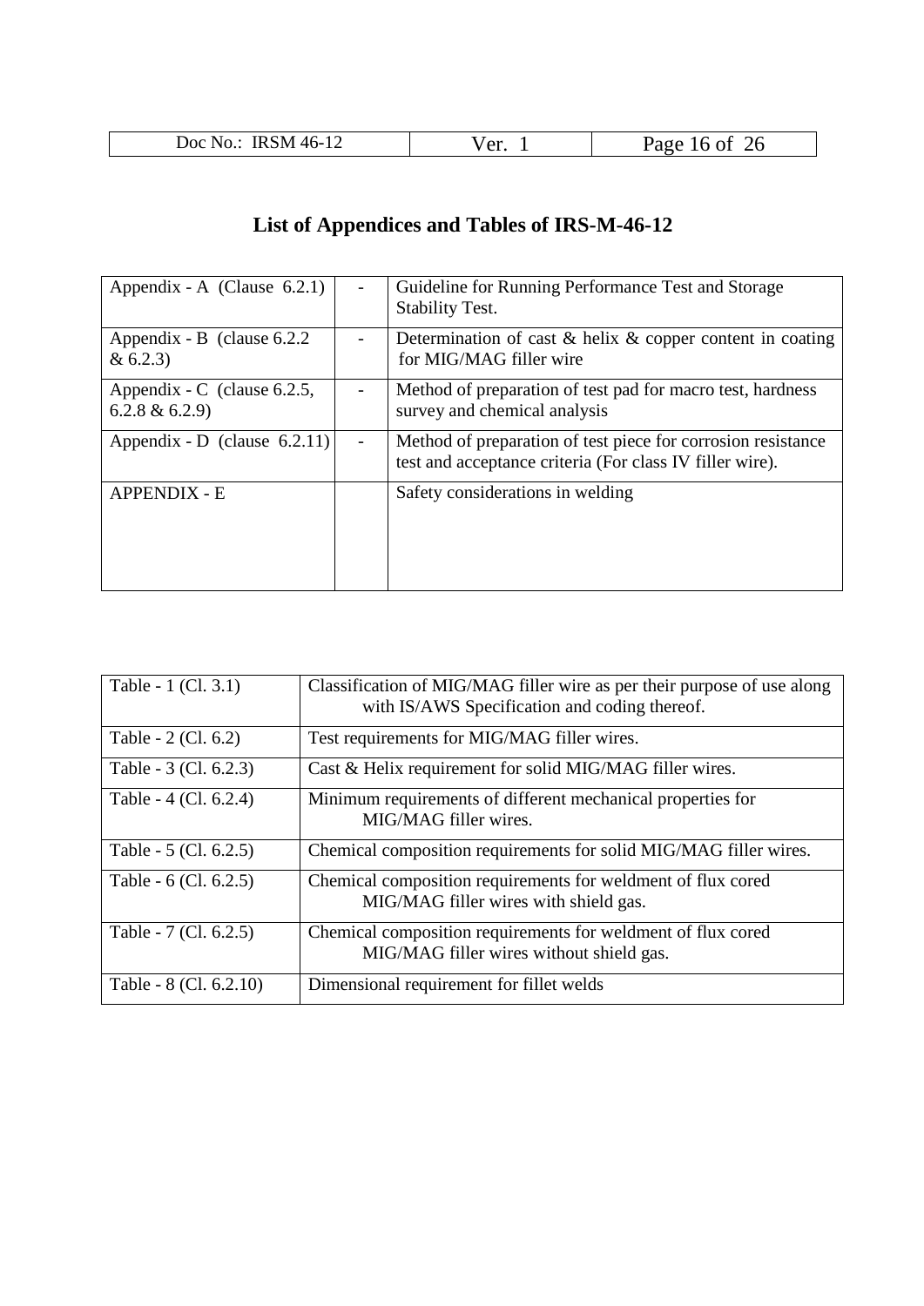## List of Appendices and Tables of IRS-M-46-12

| | | |
|---|---|---|
| Appendix - A (Clause 6.2.1) | - | Guideline for Running Performance Test and Storage Stability Test. |
| Appendix - B (clause 6.2.2 & 6.2.3) | - | Determination of cast & helix & copper content in coating for MIG/MAG filler wire |
| Appendix - C (clause 6.2.5, 6.2.8 & 6.2.9) | - | Method of preparation of test pad for macro test, hardness survey and chemical analysis |
| Appendix - D (clause 6.2.11) | - | Method of preparation of test piece for corrosion resistance test and acceptance criteria (For class IV filler wire). |
| APPENDIX - E | | Safety considerations in welding |

| | |
|---|---|
| Table - 1 (Cl. 3.1) | Classification of MIG/MAG filler wire as per their purpose of use along with IS/AWS Specification and coding thereof. |
| Table - 2 (Cl. 6.2) | Test requirements for MIG/MAG filler wires. |
| Table - 3 (Cl. 6.2.3) | Cast & Helix requirement for solid MIG/MAG filler wires. |
| Table - 4 (Cl. 6.2.4) | Minimum requirements of different mechanical properties for MIG/MAG filler wires. |
| Table - 5 (Cl. 6.2.5) | Chemical composition requirements for solid MIG/MAG filler wires. |
| Table - 6 (Cl. 6.2.5) | Chemical composition requirements for weldment of flux cored MIG/MAG filler wires with shield gas. |
| Table - 7 (Cl. 6.2.5) | Chemical composition requirements for weldment of flux cored MIG/MAG filler wires without shield gas. |
| Table - 8 (Cl. 6.2.10) | Dimensional requirement for fillet welds |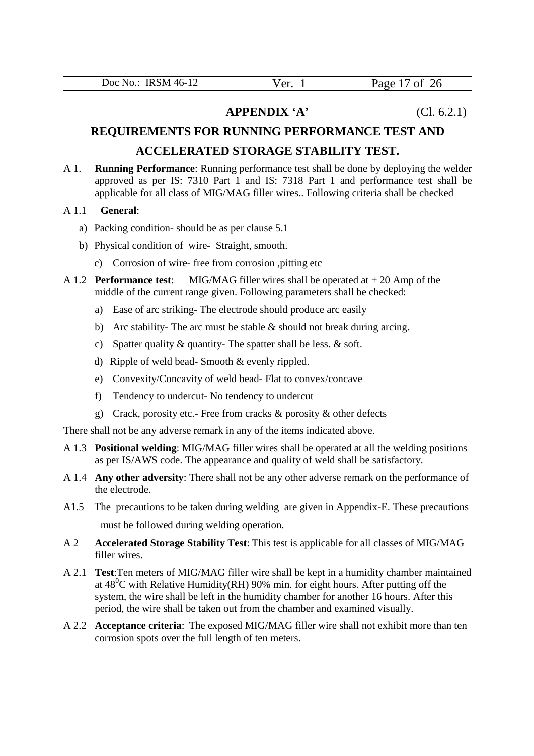## APPENDIX 'A' (Cl. 6.2.1)

## REQUIREMENTS FOR RUNNING PERFORMANCE TEST AND ACCELERATED STORAGE STABILITY TEST.

A 1. **Running Performance**: Running performance test shall be done by deploying the welder approved as per IS: 7310 Part 1 and IS: 7318 Part 1 and performance test shall be applicable for all class of MIG/MAG filler wires.. Following criteria shall be checked

A 1.1 **General**:

a) Packing condition- should be as per clause 5.1

b) Physical condition of wire- Straight, smooth.

c) Corrosion of wire- free from corrosion ,pitting etc

A 1.2 **Performance test**: MIG/MAG filler wires shall be operated at ± 20 Amp of the middle of the current range given. Following parameters shall be checked:

a) Ease of arc striking- The electrode should produce arc easily

b) Arc stability- The arc must be stable & should not break during arcing.

c) Spatter quality & quantity- The spatter shall be less. & soft.

d) Ripple of weld bead- Smooth & evenly rippled.

e) Convexity/Concavity of weld bead- Flat to convex/concave

f) Tendency to undercut- No tendency to undercut

g) Crack, porosity etc.- Free from cracks & porosity & other defects

There shall not be any adverse remark in any of the items indicated above.

A 1.3 **Positional welding**: MIG/MAG filler wires shall be operated at all the welding positions as per IS/AWS code. The appearance and quality of weld shall be satisfactory.

A 1.4 **Any other adversity**: There shall not be any other adverse remark on the performance of the electrode.

A1.5 The precautions to be taken during welding are given in Appendix-E. These precautions must be followed during welding operation.

A 2 **Accelerated Storage Stability Test**: This test is applicable for all classes of MIG/MAG filler wires.

A 2.1 **Test**:Ten meters of MIG/MAG filler wire shall be kept in a humidity chamber maintained at $48^0$C with Relative Humidity(RH) 90% min. for eight hours. After putting off the system, the wire shall be left in the humidity chamber for another 16 hours. After this period, the wire shall be taken out from the chamber and examined visually.

A 2.2 **Acceptance criteria**: The exposed MIG/MAG filler wire shall not exhibit more than ten corrosion spots over the full length of ten meters.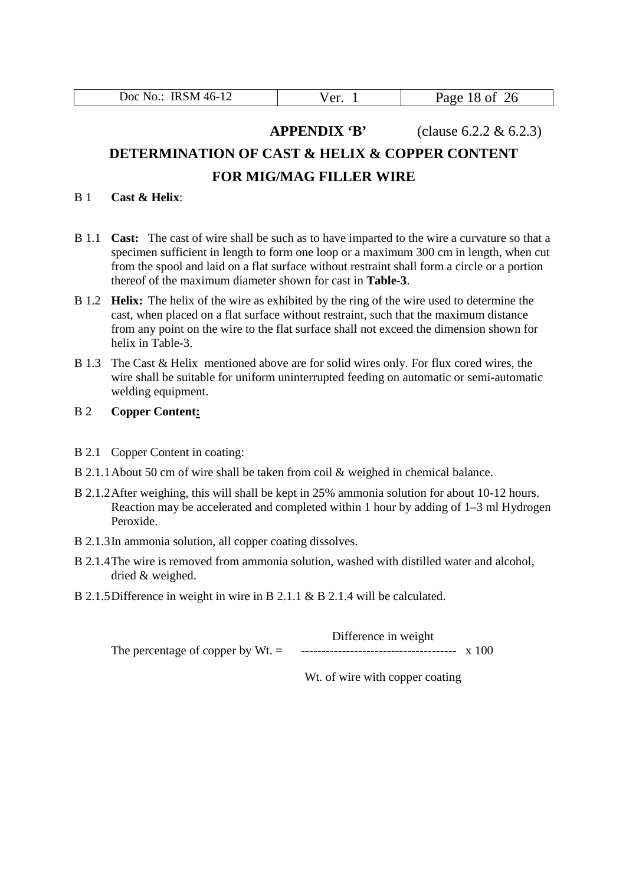## APPENDIX 'B' (clause 6.2.2 & 6.2.3)

## DETERMINATION OF CAST & HELIX & COPPER CONTENT FOR MIG/MAG FILLER WIRE

B 1 **Cast & Helix**:

B 1.1 **Cast:** The cast of wire shall be such as to have imparted to the wire a curvature so that a specimen sufficient in length to form one loop or a maximum 300 cm in length, when cut from the spool and laid on a flat surface without restraint shall form a circle or a portion thereof of the maximum diameter shown for cast in **Table-3**.

B 1.2 **Helix:** The helix of the wire as exhibited by the ring of the wire used to determine the cast, when placed on a flat surface without restraint, such that the maximum distance from any point on the wire to the flat surface shall not exceed the dimension shown for helix in Table-3.

B 1.3 The Cast & Helix mentioned above are for solid wires only. For flux cored wires, the wire shall be suitable for uniform uninterrupted feeding on automatic or semi-automatic welding equipment.

B 2 **Copper Content:**

B 2.1 Copper Content in coating:

B 2.1.1 About 50 cm of wire shall be taken from coil & weighed in chemical balance.

B 2.1.2 After weighing, this will shall be kept in 25% ammonia solution for about 10-12 hours. Reaction may be accelerated and completed within 1 hour by adding of 1–3 ml Hydrogen Peroxide.

B 2.1.3 In ammonia solution, all copper coating dissolves.

B 2.1.4 The wire is removed from ammonia solution, washed with distilled water and alcohol, dried & weighed.

B 2.1.5 Difference in weight in wire in B 2.1.1 & B 2.1.4 will be calculated.

$$\text{The percentage of copper by Wt.} = \frac{\text{Difference in weight}}{\text{Wt. of wire with copper coating}} \times 100$$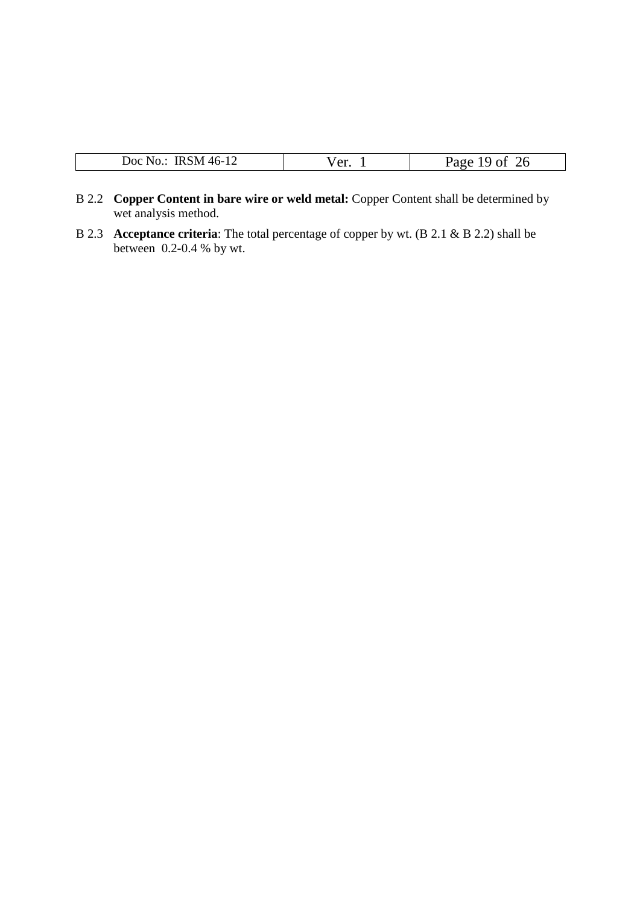B 2.2 **Copper Content in bare wire or weld metal:** Copper Content shall be determined by wet analysis method.

B 2.3 **Acceptance criteria**: The total percentage of copper by wt. (B 2.1 & B 2.2) shall be between 0.2-0.4 % by wt.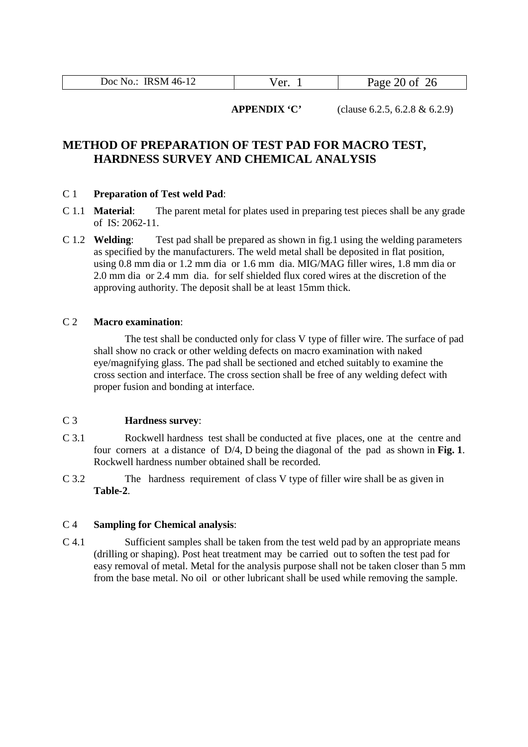**APPENDIX 'C'** (clause 6.2.5, 6.2.8 & 6.2.9)

# METHOD OF PREPARATION OF TEST PAD FOR MACRO TEST, HARDNESS SURVEY AND CHEMICAL ANALYSIS

C 1 **Preparation of Test weld Pad**:

C 1.1 **Material**: The parent metal for plates used in preparing test pieces shall be any grade of IS: 2062-11.

C 1.2 **Welding**: Test pad shall be prepared as shown in fig.1 using the welding parameters as specified by the manufacturers. The weld metal shall be deposited in flat position, using 0.8 mm dia or 1.2 mm dia or 1.6 mm dia. MIG/MAG filler wires, 1.8 mm dia or 2.0 mm dia or 2.4 mm dia. for self shielded flux cored wires at the discretion of the approving authority. The deposit shall be at least 15mm thick.

C 2 **Macro examination**:

The test shall be conducted only for class V type of filler wire. The surface of pad shall show no crack or other welding defects on macro examination with naked eye/magnifying glass. The pad shall be sectioned and etched suitably to examine the cross section and interface. The cross section shall be free of any welding defect with proper fusion and bonding at interface.

C 3 **Hardness survey**:

C 3.1 Rockwell hardness test shall be conducted at five places, one at the centre and four corners at a distance of D/4, D being the diagonal of the pad as shown in **Fig. 1**. Rockwell hardness number obtained shall be recorded.

C 3.2 The hardness requirement of class V type of filler wire shall be as given in **Table-2**.

C 4 **Sampling for Chemical analysis**:

C 4.1 Sufficient samples shall be taken from the test weld pad by an appropriate means (drilling or shaping). Post heat treatment may be carried out to soften the test pad for easy removal of metal. Metal for the analysis purpose shall not be taken closer than 5 mm from the base metal. No oil or other lubricant shall be used while removing the sample.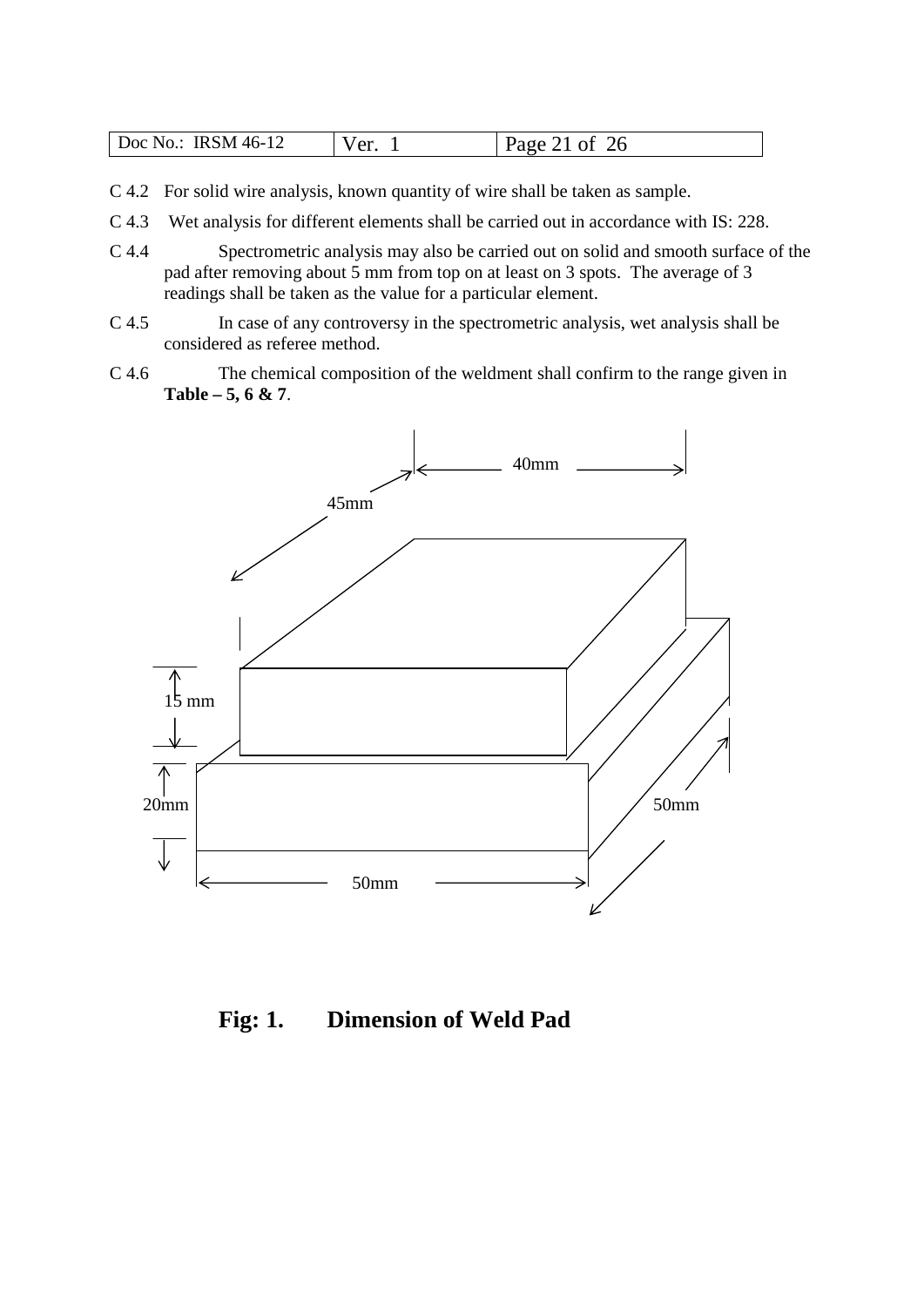C 4.2 For solid wire analysis, known quantity of wire shall be taken as sample.

C 4.3 Wet analysis for different elements shall be carried out in accordance with IS: 228.

C 4.4 Spectrometric analysis may also be carried out on solid and smooth surface of the pad after removing about 5 mm from top on at least on 3 spots. The average of 3 readings shall be taken as the value for a particular element.

C 4.5 In case of any controversy in the spectrometric analysis, wet analysis shall be considered as referee method.

C 4.6 The chemical composition of the weldment shall confirm to the range given in **Table – 5, 6 & 7**.

40mm

45mm

15 mm

20mm

50mm

50mm

**Fig: 1. Dimension of Weld Pad**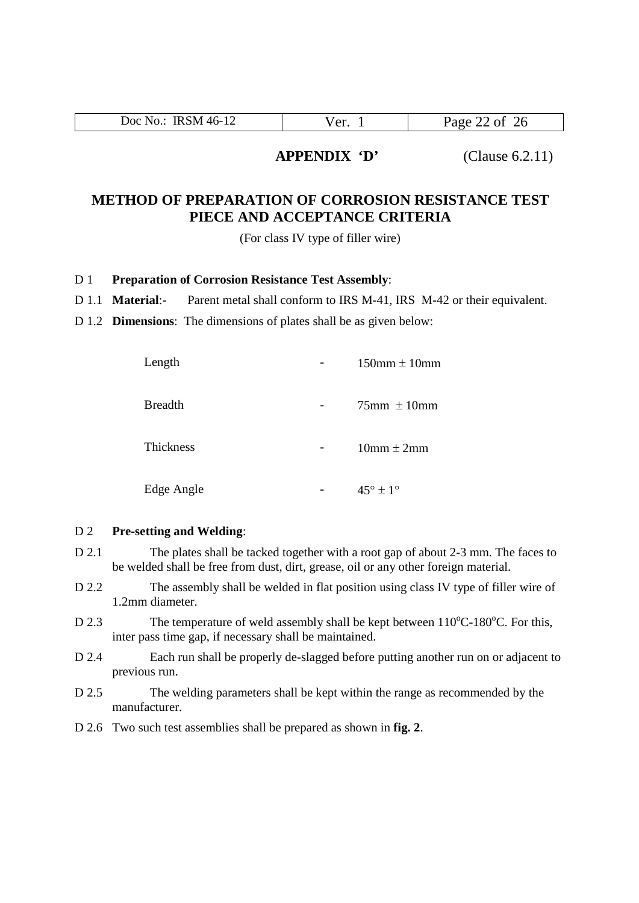**APPENDIX 'D'** (Clause 6.2.11)

# METHOD OF PREPARATION OF CORROSION RESISTANCE TEST PIECE AND ACCEPTANCE CRITERIA

(For class IV type of filler wire)

D 1 **Preparation of Corrosion Resistance Test Assembly**:

D 1.1 **Material**:- Parent metal shall conform to IRS M-41, IRS M-42 or their equivalent.

D 1.2 **Dimensions**: The dimensions of plates shall be as given below:

| | | |
|---|---|---|
| Length | - | 150mm ± 10mm |
| Breadth | - | 75mm ± 10mm |
| Thickness | - | 10mm ± 2mm |
| Edge Angle | - | 45° ± 1° |

D 2 **Pre-setting and Welding**:

D 2.1 The plates shall be tacked together with a root gap of about 2-3 mm. The faces to be welded shall be free from dust, dirt, grease, oil or any other foreign material.

D 2.2 The assembly shall be welded in flat position using class IV type of filler wire of 1.2mm diameter.

D 2.3 The temperature of weld assembly shall be kept between $110^oC$-$180^oC$. For this, inter pass time gap, if necessary shall be maintained.

D 2.4 Each run shall be properly de-slagged before putting another run on or adjacent to previous run.

D 2.5 The welding parameters shall be kept within the range as recommended by the manufacturer.

D 2.6 Two such test assemblies shall be prepared as shown in **fig. 2**.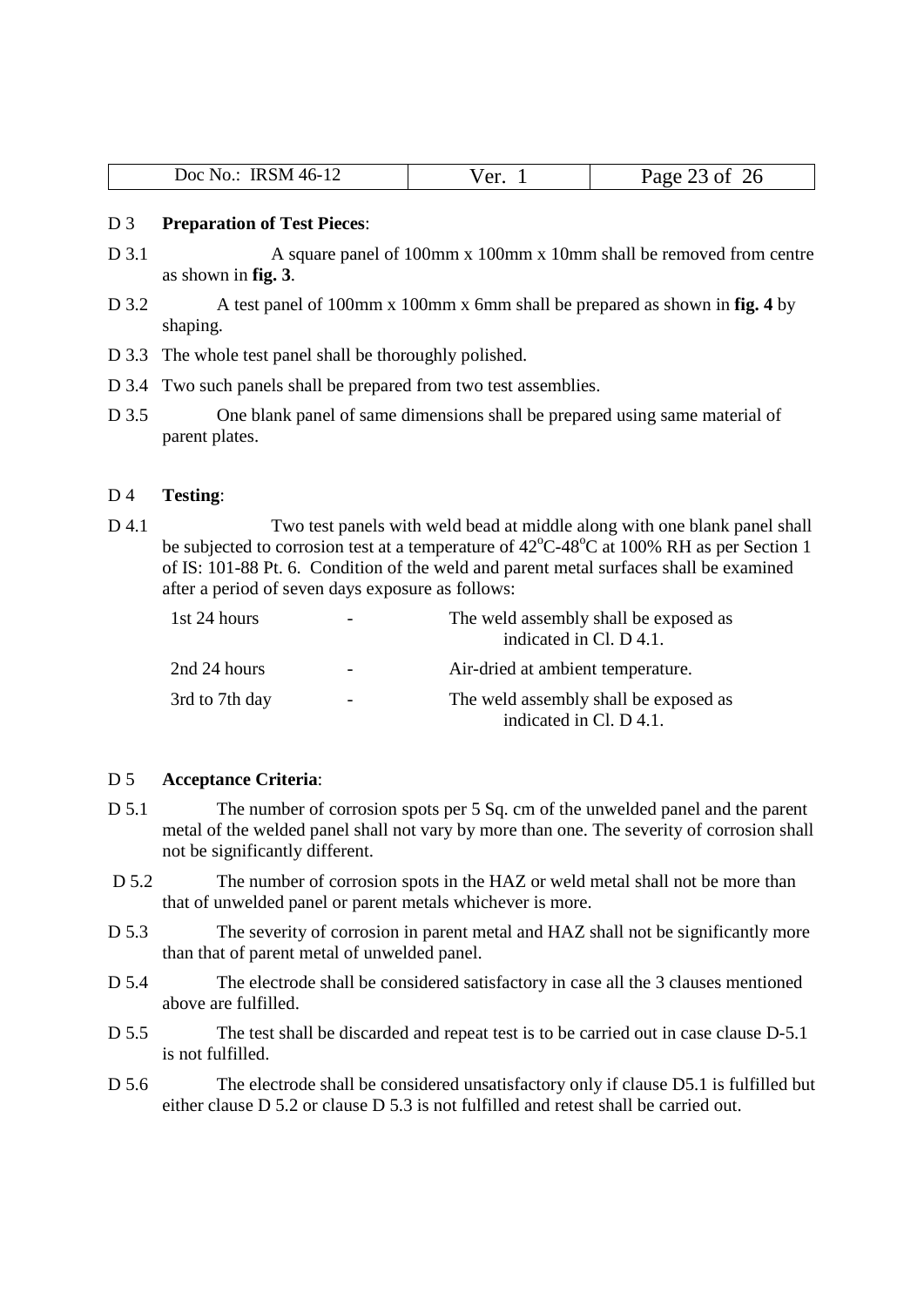D 3 **Preparation of Test Pieces**:

D 3.1 A square panel of 100mm x 100mm x 10mm shall be removed from centre as shown in **fig. 3**.

D 3.2 A test panel of 100mm x 100mm x 6mm shall be prepared as shown in **fig. 4** by shaping.

D 3.3 The whole test panel shall be thoroughly polished.

D 3.4 Two such panels shall be prepared from two test assemblies.

D 3.5 One blank panel of same dimensions shall be prepared using same material of parent plates.

D 4 **Testing**:

D 4.1 Two test panels with weld bead at middle along with one blank panel shall be subjected to corrosion test at a temperature of $42^oC$-$48^oC$ at 100% RH as per Section 1 of IS: 101-88 Pt. 6. Condition of the weld and parent metal surfaces shall be examined after a period of seven days exposure as follows:

| | | |
|---|---|---|
| 1st 24 hours | - | The weld assembly shall be exposed as indicated in Cl. D 4.1. |
| 2nd 24 hours | - | Air-dried at ambient temperature. |
| 3rd to 7th day | - | The weld assembly shall be exposed as indicated in Cl. D 4.1. |

D 5 **Acceptance Criteria**:

D 5.1 The number of corrosion spots per 5 Sq. cm of the unwelded panel and the parent metal of the welded panel shall not vary by more than one. The severity of corrosion shall not be significantly different.

D 5.2 The number of corrosion spots in the HAZ or weld metal shall not be more than that of unwelded panel or parent metals whichever is more.

D 5.3 The severity of corrosion in parent metal and HAZ shall not be significantly more than that of parent metal of unwelded panel.

D 5.4 The electrode shall be considered satisfactory in case all the 3 clauses mentioned above are fulfilled.

D 5.5 The test shall be discarded and repeat test is to be carried out in case clause D-5.1 is not fulfilled.

D 5.6 The electrode shall be considered unsatisfactory only if clause D5.1 is fulfilled but either clause D 5.2 or clause D 5.3 is not fulfilled and retest shall be carried out.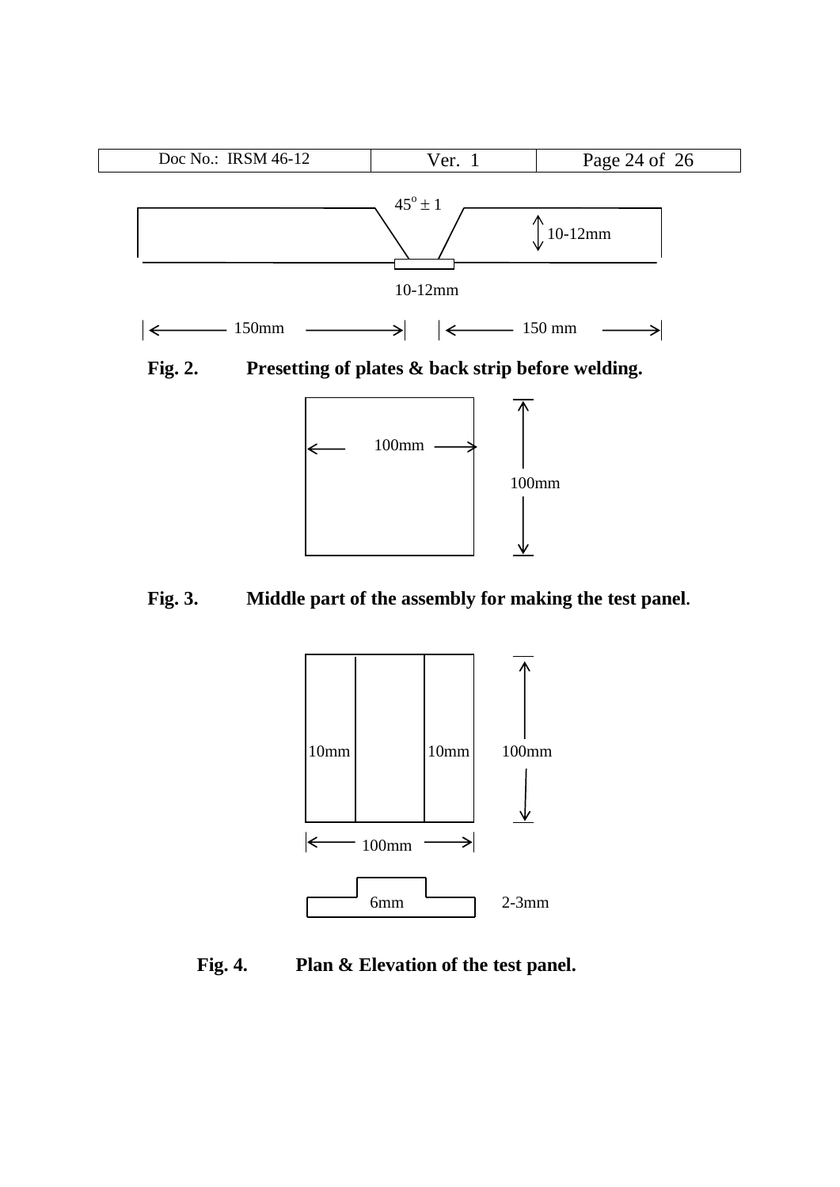$45^{o} \pm 1$

10-12mm

10-12mm

150mm 150 mm

**Fig. 2. Presetting of plates & back strip before welding.**

100mm

100mm

**Fig. 3. Middle part of the assembly for making the test panel.**

10mm 10mm 100mm

100mm

6mm 2-3mm

**Fig. 4. Plan & Elevation of the test panel.**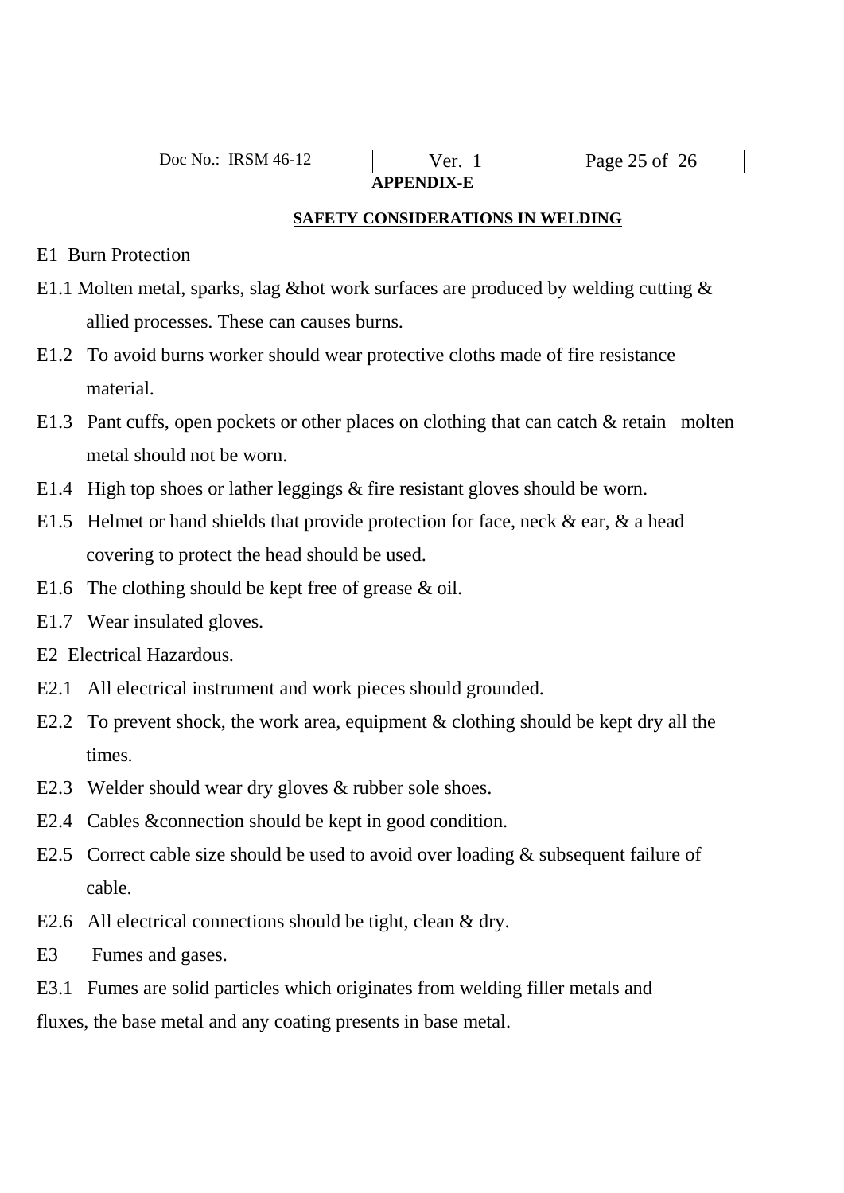## APPENDIX-E

### SAFETY CONSIDERATIONS IN WELDING

E1 Burn Protection

E1.1 Molten metal, sparks, slag &hot work surfaces are produced by welding cutting & allied processes. These can causes burns.

E1.2 To avoid burns worker should wear protective cloths made of fire resistance material.

E1.3 Pant cuffs, open pockets or other places on clothing that can catch & retain molten metal should not be worn.

E1.4 High top shoes or lather leggings & fire resistant gloves should be worn.

E1.5 Helmet or hand shields that provide protection for face, neck & ear, & a head covering to protect the head should be used.

E1.6 The clothing should be kept free of grease & oil.

E1.7 Wear insulated gloves.

E2 Electrical Hazardous.

E2.1 All electrical instrument and work pieces should grounded.

E2.2 To prevent shock, the work area, equipment & clothing should be kept dry all the times.

E2.3 Welder should wear dry gloves & rubber sole shoes.

E2.4 Cables &connection should be kept in good condition.

E2.5 Correct cable size should be used to avoid over loading & subsequent failure of cable.

E2.6 All electrical connections should be tight, clean & dry.

E3 Fumes and gases.

E3.1 Fumes are solid particles which originates from welding filler metals and fluxes, the base metal and any coating presents in base metal.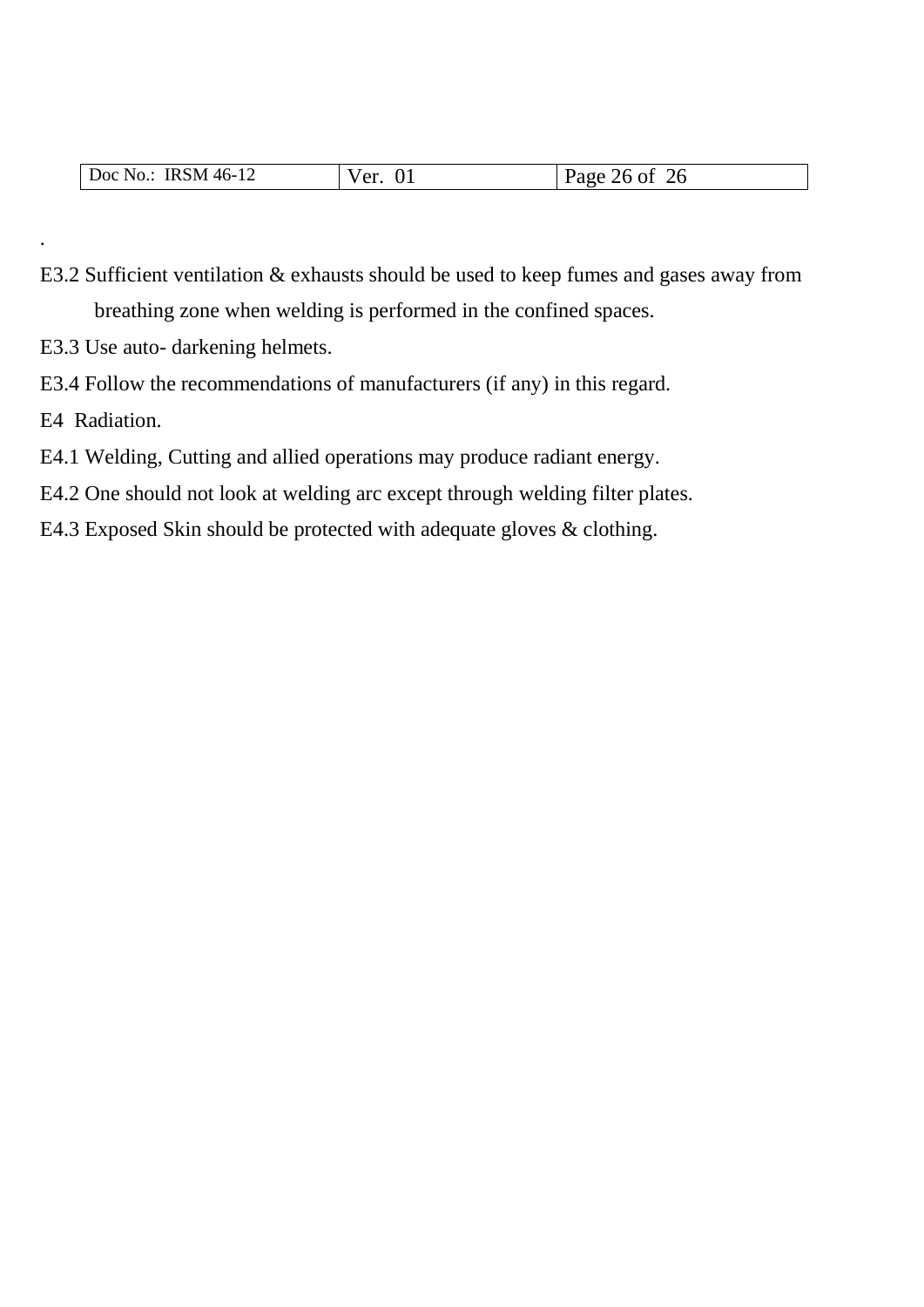.

E3.2 Sufficient ventilation & exhausts should be used to keep fumes and gases away from breathing zone when welding is performed in the confined spaces.

E3.3 Use auto- darkening helmets.

E3.4 Follow the recommendations of manufacturers (if any) in this regard.

E4 Radiation.

E4.1 Welding, Cutting and allied operations may produce radiant energy.

E4.2 One should not look at welding arc except through welding filter plates.

E4.3 Exposed Skin should be protected with adequate gloves & clothing.